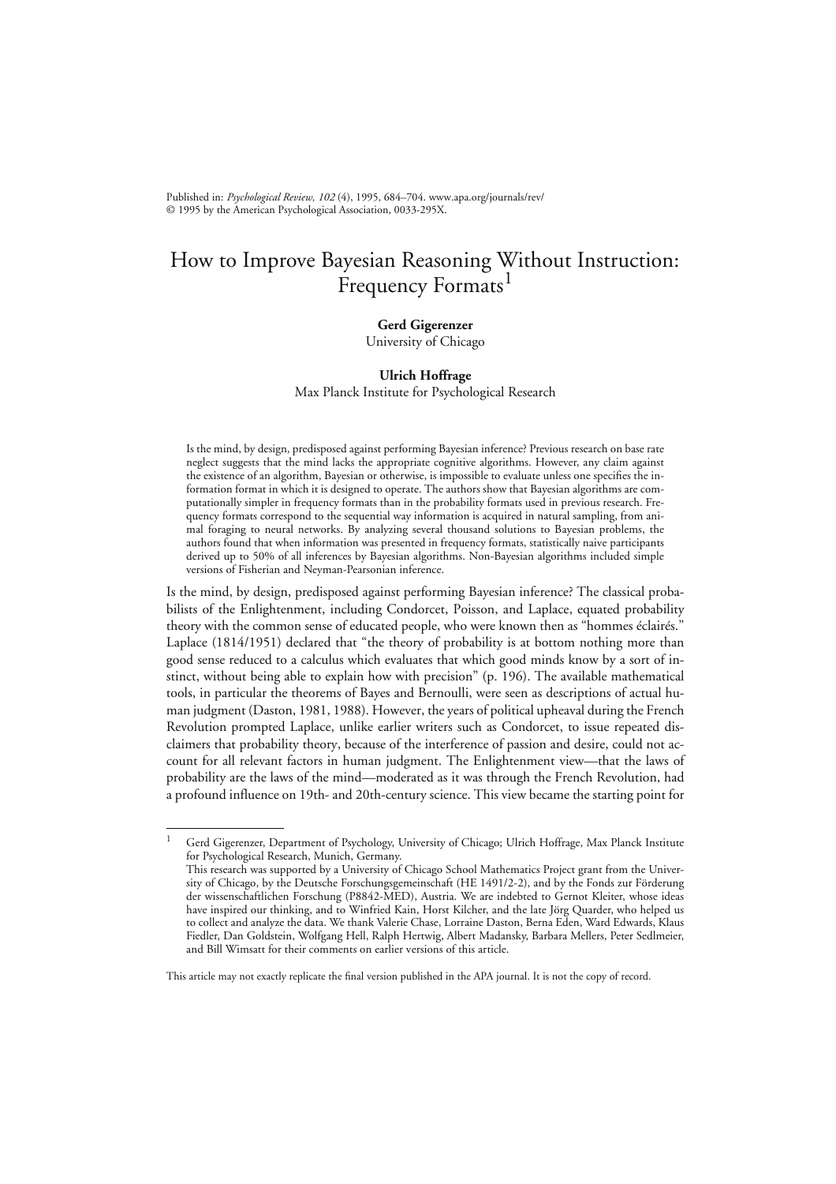Published in: *Psychological Review, 102* (4), 1995, 684–704. www.apa.org/journals/rev/
© 1995 by the American Psychological Association, 0033-295X.

# How to Improve Bayesian Reasoning Without Instruction: Frequency Formats[1]

**Gerd Gigerenzer**
University of Chicago

**Ulrich Hoffrage**
Max Planck Institute for Psychological Research

Is the mind, by design, predisposed against performing Bayesian inference? Previous research on base rate neglect suggests that the mind lacks the appropriate cognitive algorithms. However, any claim against the existence of an algorithm, Bayesian or otherwise, is impossible to evaluate unless one specifies the information format in which it is designed to operate. The authors show that Bayesian algorithms are computationally simpler in frequency formats than in the probability formats used in previous research. Frequency formats correspond to the sequential way information is acquired in natural sampling, from animal foraging to neural networks. By analyzing several thousand solutions to Bayesian problems, the authors found that when information was presented in frequency formats, statistically naive participants derived up to 50% of all inferences by Bayesian algorithms. Non-Bayesian algorithms included simple versions of Fisherian and Neyman-Pearsonian inference.

Is the mind, by design, predisposed against performing Bayesian inference? The classical probabilists of the Enlightenment, including Condorcet, Poisson, and Laplace, equated probability theory with the common sense of educated people, who were known then as "hommes éclairés." Laplace (1814/1951) declared that "the theory of probability is at bottom nothing more than good sense reduced to a calculus which evaluates that which good minds know by a sort of instinct, without being able to explain how with precision" (p. 196). The available mathematical tools, in particular the theorems of Bayes and Bernoulli, were seen as descriptions of actual human judgment (Daston, 1981, 1988). However, the years of political upheaval during the French Revolution prompted Laplace, unlike earlier writers such as Condorcet, to issue repeated disclaimers that probability theory, because of the interference of passion and desire, could not account for all relevant factors in human judgment. The Enlightenment view—that the laws of probability are the laws of the mind—moderated as it was through the French Revolution, had a profound influence on 19th- and 20th-century science. This view became the starting point for

---

[1] Gerd Gigerenzer, Department of Psychology, University of Chicago; Ulrich Hoffrage, Max Planck Institute for Psychological Research, Munich, Germany.
This research was supported by a University of Chicago School Mathematics Project grant from the University of Chicago, by the Deutsche Forschungsgemeinschaft (HE 1491/2-2), and by the Fonds zur Förderung der wissenschaftlichen Forschung (P8842-MED), Austria. We are indebted to Gernot Kleiter, whose ideas have inspired our thinking, and to Winfried Kain, Horst Kilcher, and the late Jörg Quarder, who helped us to collect and analyze the data. We thank Valerie Chase, Lorraine Daston, Berna Eden, Ward Edwards, Klaus Fiedler, Dan Goldstein, Wolfgang Hell, Ralph Hertwig, Albert Madansky, Barbara Mellers, Peter Sedlmeier, and Bill Wimsatt for their comments on earlier versions of this article.

This article may not exactly replicate the final version published in the APA journal. It is not the copy of record.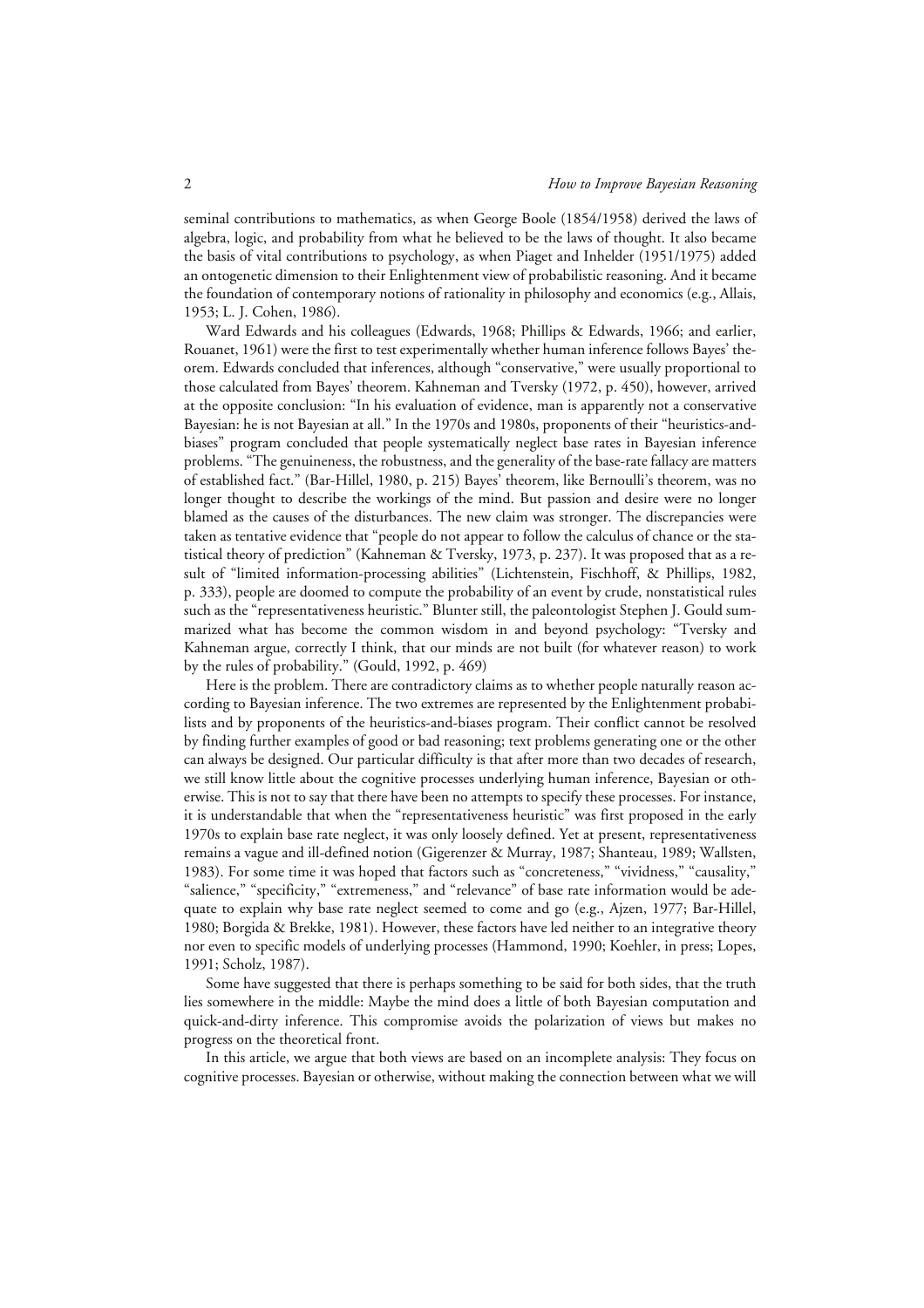seminal contributions to mathematics, as when George Boole (1854/1958) derived the laws of algebra, logic, and probability from what he believed to be the laws of thought. It also became the basis of vital contributions to psychology, as when Piaget and Inhelder (1951/1975) added an ontogenetic dimension to their Enlightenment view of probabilistic reasoning. And it became the foundation of contemporary notions of rationality in philosophy and economics (e.g., Allais, 1953; L. J. Cohen, 1986).

Ward Edwards and his colleagues (Edwards, 1968; Phillips & Edwards, 1966; and earlier, Rouanet, 1961) were the first to test experimentally whether human inference follows Bayes' theorem. Edwards concluded that inferences, although "conservative," were usually proportional to those calculated from Bayes' theorem. Kahneman and Tversky (1972, p. 450), however, arrived at the opposite conclusion: "In his evaluation of evidence, man is apparently not a conservative Bayesian: he is not Bayesian at all." In the 1970s and 1980s, proponents of their "heuristics-and-biases" program concluded that people systematically neglect base rates in Bayesian inference problems. "The genuineness, the robustness, and the generality of the base-rate fallacy are matters of established fact." (Bar-Hillel, 1980, p. 215) Bayes' theorem, like Bernoulli's theorem, was no longer thought to describe the workings of the mind. But passion and desire were no longer blamed as the causes of the disturbances. The new claim was stronger. The discrepancies were taken as tentative evidence that "people do not appear to follow the calculus of chance or the statistical theory of prediction" (Kahneman & Tversky, 1973, p. 237). It was proposed that as a result of "limited information-processing abilities" (Lichtenstein, Fischhoff, & Phillips, 1982, p. 333), people are doomed to compute the probability of an event by crude, nonstatistical rules such as the "representativeness heuristic." Blunter still, the paleontologist Stephen J. Gould summarized what has become the common wisdom in and beyond psychology: "Tversky and Kahneman argue, correctly I think, that our minds are not built (for whatever reason) to work by the rules of probability." (Gould, 1992, p. 469)

Here is the problem. There are contradictory claims as to whether people naturally reason according to Bayesian inference. The two extremes are represented by the Enlightenment probabilists and by proponents of the heuristics-and-biases program. Their conflict cannot be resolved by finding further examples of good or bad reasoning; text problems generating one or the other can always be designed. Our particular difficulty is that after more than two decades of research, we still know little about the cognitive processes underlying human inference, Bayesian or otherwise. This is not to say that there have been no attempts to specify these processes. For instance, it is understandable that when the "representativeness heuristic" was first proposed in the early 1970s to explain base rate neglect, it was only loosely defined. Yet at present, representativeness remains a vague and ill-defined notion (Gigerenzer & Murray, 1987; Shanteau, 1989; Wallsten, 1983). For some time it was hoped that factors such as "concreteness," "vividness," "causality," "salience," "specificity," "extremeness," and "relevance" of base rate information would be adequate to explain why base rate neglect seemed to come and go (e.g., Ajzen, 1977; Bar-Hillel, 1980; Borgida & Brekke, 1981). However, these factors have led neither to an integrative theory nor even to specific models of underlying processes (Hammond, 1990; Koehler, in press; Lopes, 1991; Scholz, 1987).

Some have suggested that there is perhaps something to be said for both sides, that the truth lies somewhere in the middle: Maybe the mind does a little of both Bayesian computation and quick-and-dirty inference. This compromise avoids the polarization of views but makes no progress on the theoretical front.

In this article, we argue that both views are based on an incomplete analysis: They focus on cognitive processes. Bayesian or otherwise, without making the connection between what we will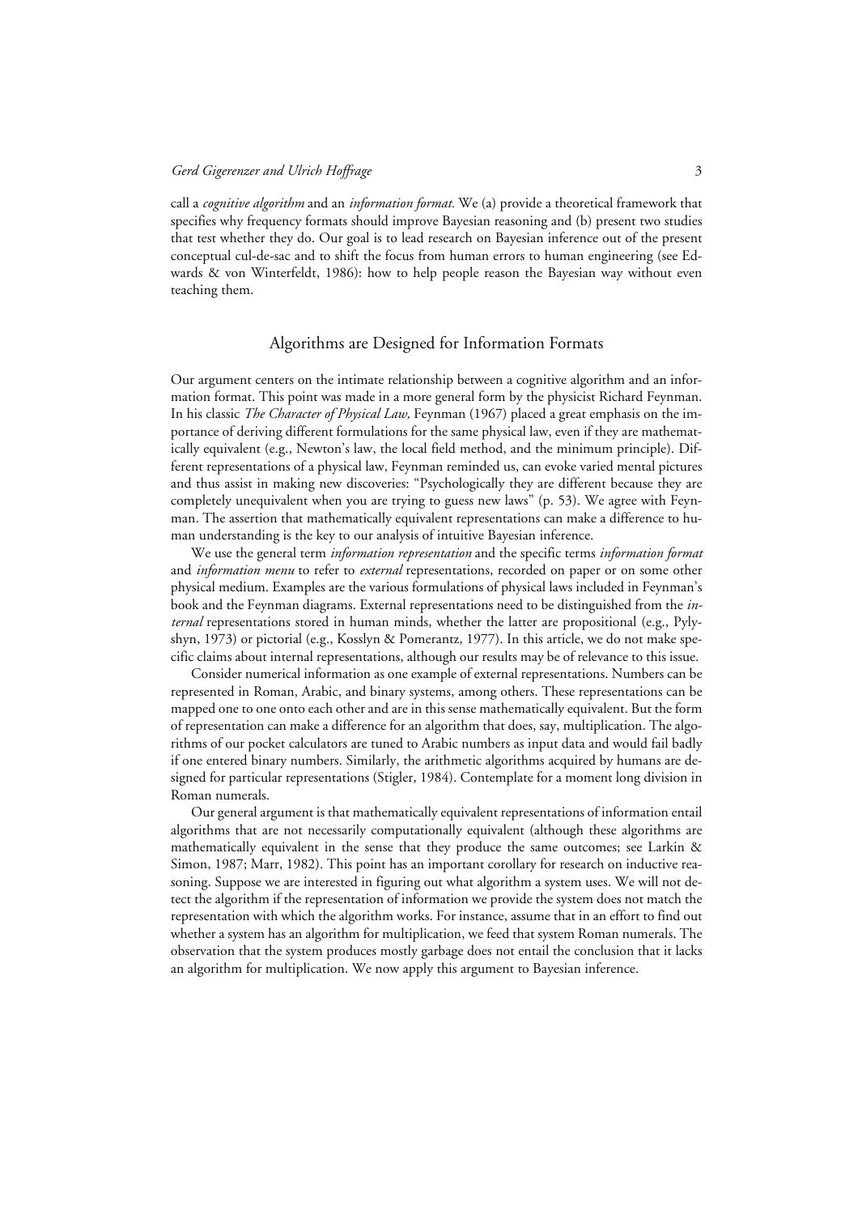call a *cognitive algorithm* and an *information format.* We (a) provide a theoretical framework that specifies why frequency formats should improve Bayesian reasoning and (b) present two studies that test whether they do. Our goal is to lead research on Bayesian inference out of the present conceptual cul-de-sac and to shift the focus from human errors to human engineering (see Edwards & von Winterfeldt, 1986): how to help people reason the Bayesian way without even teaching them.

## Algorithms are Designed for Information Formats

Our argument centers on the intimate relationship between a cognitive algorithm and an information format. This point was made in a more general form by the physicist Richard Feynman. In his classic *The Character of Physical Law,* Feynman (1967) placed a great emphasis on the importance of deriving different formulations for the same physical law, even if they are mathematically equivalent (e.g., Newton's law, the local field method, and the minimum principle). Different representations of a physical law, Feynman reminded us, can evoke varied mental pictures and thus assist in making new discoveries: "Psychologically they are different because they are completely unequivalent when you are trying to guess new laws" (p. 53). We agree with Feynman. The assertion that mathematically equivalent representations can make a difference to human understanding is the key to our analysis of intuitive Bayesian inference.

We use the general term *information representation* and the specific terms *information format* and *information menu* to refer to *external* representations, recorded on paper or on some other physical medium. Examples are the various formulations of physical laws included in Feynman's book and the Feynman diagrams. External representations need to be distinguished from the *internal* representations stored in human minds, whether the latter are propositional (e.g., Pylyshyn, 1973) or pictorial (e.g., Kosslyn & Pomerantz, 1977). In this article, we do not make specific claims about internal representations, although our results may be of relevance to this issue.

Consider numerical information as one example of external representations. Numbers can be represented in Roman, Arabic, and binary systems, among others. These representations can be mapped one to one onto each other and are in this sense mathematically equivalent. But the form of representation can make a difference for an algorithm that does, say, multiplication. The algorithms of our pocket calculators are tuned to Arabic numbers as input data and would fail badly if one entered binary numbers. Similarly, the arithmetic algorithms acquired by humans are designed for particular representations (Stigler, 1984). Contemplate for a moment long division in Roman numerals.

Our general argument is that mathematically equivalent representations of information entail algorithms that are not necessarily computationally equivalent (although these algorithms are mathematically equivalent in the sense that they produce the same outcomes; see Larkin & Simon, 1987; Marr, 1982). This point has an important corollary for research on inductive reasoning. Suppose we are interested in figuring out what algorithm a system uses. We will not detect the algorithm if the representation of information we provide the system does not match the representation with which the algorithm works. For instance, assume that in an effort to find out whether a system has an algorithm for multiplication, we feed that system Roman numerals. The observation that the system produces mostly garbage does not entail the conclusion that it lacks an algorithm for multiplication. We now apply this argument to Bayesian inference.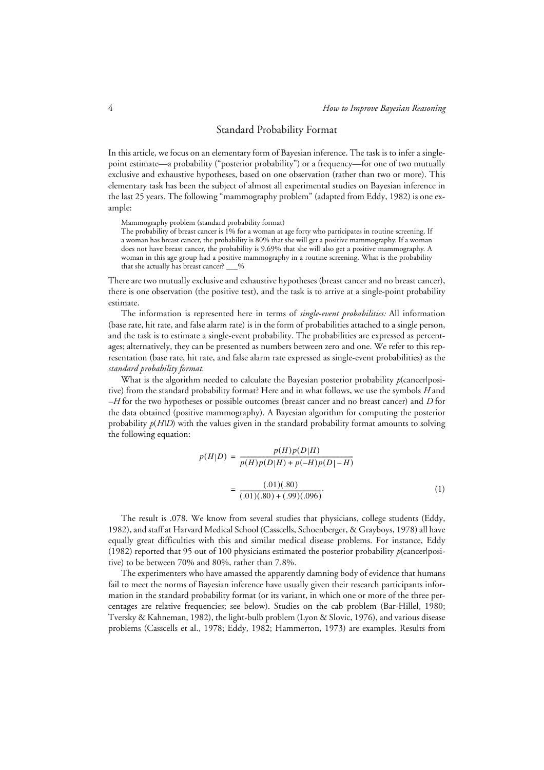## Standard Probability Format

In this article, we focus on an elementary form of Bayesian inference. The task is to infer a single-point estimate—a probability ("posterior probability") or a frequency—for one of two mutually exclusive and exhaustive hypotheses, based on one observation (rather than two or more). This elementary task has been the subject of almost all experimental studies on Bayesian inference in the last 25 years. The following "mammography problem" (adapted from Eddy, 1982) is one example:

> Mammography problem (standard probability format)
> The probability of breast cancer is 1% for a woman at age forty who participates in routine screening. If a woman has breast cancer, the probability is 80% that she will get a positive mammography. If a woman does not have breast cancer, the probability is 9.6% that she will also get a positive mammography. A woman in this age group had a positive mammography in a routine screening. What is the probability that she actually has breast cancer? ___%

There are two mutually exclusive and exhaustive hypotheses (breast cancer and no breast cancer), there is one observation (the positive test), and the task is to arrive at a single-point probability estimate.

The information is represented here in terms of *single-event probabilities:* All information (base rate, hit rate, and false alarm rate) is in the form of probabilities attached to a single person, and the task is to estimate a single-event probability. The probabilities are expressed as percentages; alternatively, they can be presented as numbers between zero and one. We refer to this representation (base rate, hit rate, and false alarm rate expressed as single-event probabilities) as the *standard probability format.*

What is the algorithm needed to calculate the Bayesian posterior probability $p$(cancer|positive) from the standard probability format? Here and in what follows, we use the symbols $H$ and $-H$ for the two hypotheses or possible outcomes (breast cancer and no breast cancer) and $D$ for the data obtained (positive mammography). A Bayesian algorithm for computing the posterior probability $p(H|D)$ with the values given in the standard probability format amounts to solving the following equation:

$$p(H|D) = \frac{p(H)p(D|H)}{p(H)p(D|H) + p(-H)p(D|-H)}$$

$$= \frac{(.01)(.80)}{(.01)(.80) + (.99)(.096)}. \quad (1)$$

The result is .078. We know from several studies that physicians, college students (Eddy, 1982), and staff at Harvard Medical School (Casscells, Schoenberger, & Grayboys, 1978) all have equally great difficulties with this and similar medical disease problems. For instance, Eddy (1982) reported that 95 out of 100 physicians estimated the posterior probability $p$(cancer|positive) to be between 70% and 80%, rather than 7.8%.

The experimenters who have amassed the apparently damning body of evidence that humans fail to meet the norms of Bayesian inference have usually given their research participants information in the standard probability format (or its variant, in which one or more of the three percentages are relative frequencies; see below). Studies on the cab problem (Bar-Hillel, 1980; Tversky & Kahneman, 1982), the light-bulb problem (Lyon & Slovic, 1976), and various disease problems (Casscells et al., 1978; Eddy, 1982; Hammerton, 1973) are examples. Results from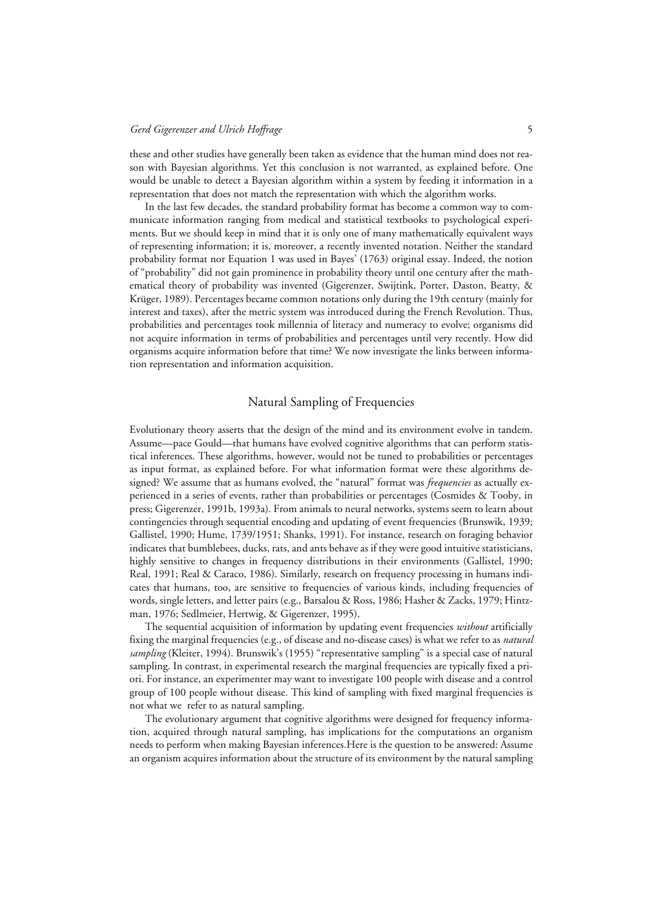these and other studies have generally been taken as evidence that the human mind does not reason with Bayesian algorithms. Yet this conclusion is not warranted, as explained before. One would be unable to detect a Bayesian algorithm within a system by feeding it information in a representation that does not match the representation with which the algorithm works.

In the last few decades, the standard probability format has become a common way to communicate information ranging from medical and statistical textbooks to psychological experiments. But we should keep in mind that it is only one of many mathematically equivalent ways of representing information; it is, moreover, a recently invented notation. Neither the standard probability format nor Equation 1 was used in Bayes' (1763) original essay. Indeed, the notion of "probability" did not gain prominence in probability theory until one century after the mathematical theory of probability was invented (Gigerenzer, Swijtink, Porter, Daston, Beatty, & Krüger, 1989). Percentages became common notations only during the 19th century (mainly for interest and taxes), after the metric system was introduced during the French Revolution. Thus, probabilities and percentages took millennia of literacy and numeracy to evolve; organisms did not acquire information in terms of probabilities and percentages until very recently. How did organisms acquire information before that time? We now investigate the links between information representation and information acquisition.

## Natural Sampling of Frequencies

Evolutionary theory asserts that the design of the mind and its environment evolve in tandem. Assume—pace Gould—that humans have evolved cognitive algorithms that can perform statistical inferences. These algorithms, however, would not be tuned to probabilities or percentages as input format, as explained before. For what information format were these algorithms designed? We assume that as humans evolved, the "natural" format was *frequencies* as actually experienced in a series of events, rather than probabilities or percentages (Cosmides & Tooby, in press; Gigerenzer, 1991b, 1993a). From animals to neural networks, systems seem to learn about contingencies through sequential encoding and updating of event frequencies (Brunswik, 1939; Gallistel, 1990; Hume, 1739/1951; Shanks, 1991). For instance, research on foraging behavior indicates that bumblebees, ducks, rats, and ants behave as if they were good intuitive statisticians, highly sensitive to changes in frequency distributions in their environments (Gallistel, 1990; Real, 1991; Real & Caraco, 1986). Similarly, research on frequency processing in humans indicates that humans, too, are sensitive to frequencies of various kinds, including frequencies of words, single letters, and letter pairs (e.g., Barsalou & Ross, 1986; Hasher & Zacks, 1979; Hintzman, 1976; Sedlmeier, Hertwig, & Gigerenzer, 1995).

The sequential acquisition of information by updating event frequencies *without* artificially fixing the marginal frequencies (e.g., of disease and no-disease cases) is what we refer to as *natural sampling* (Kleiter, 1994). Brunswik's (1955) "representative sampling" is a special case of natural sampling. In contrast, in experimental research the marginal frequencies are typically fixed a priori. For instance, an experimenter may want to investigate 100 people with disease and a control group of 100 people without disease. This kind of sampling with fixed marginal frequencies is not what we refer to as natural sampling.

The evolutionary argument that cognitive algorithms were designed for frequency information, acquired through natural sampling, has implications for the computations an organism needs to perform when making Bayesian inferences.Here is the question to be answered: Assume an organism acquires information about the structure of its environment by the natural sampling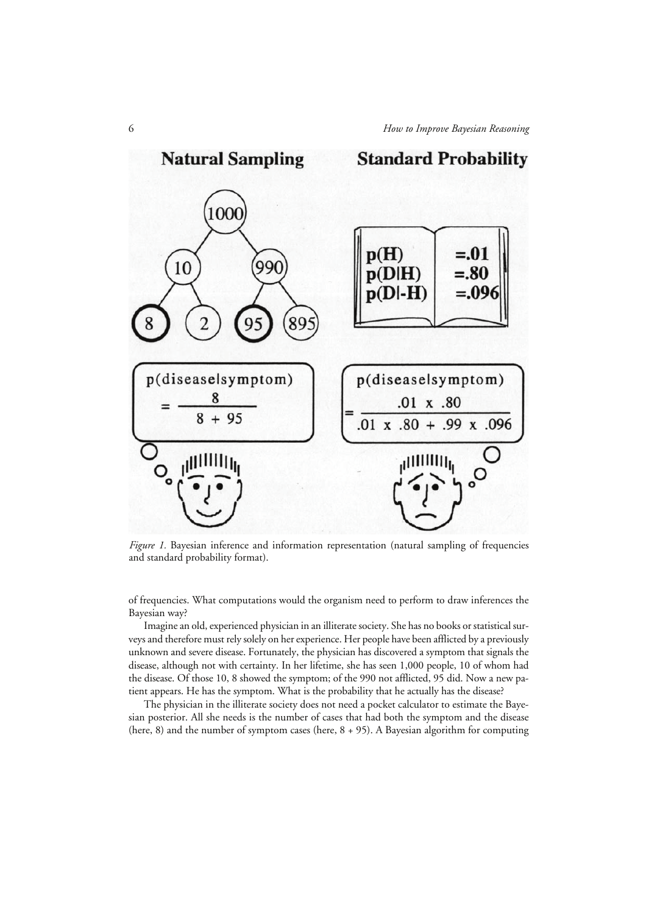*Figure 1.* Bayesian inference and information representation (natural sampling of frequencies and standard probability format).

of frequencies. What computations would the organism need to perform to draw inferences the Bayesian way?

Imagine an old, experienced physician in an illiterate society. She has no books or statistical surveys and therefore must rely solely on her experience. Her people have been afflicted by a previously unknown and severe disease. Fortunately, the physician has discovered a symptom that signals the disease, although not with certainty. In her lifetime, she has seen 1,000 people, 10 of whom had the disease. Of those 10, 8 showed the symptom; of the 990 not afflicted, 95 did. Now a new patient appears. He has the symptom. What is the probability that he actually has the disease?

The physician in the illiterate society does not need a pocket calculator to estimate the Bayesian posterior. All she needs is the number of cases that had both the symptom and the disease (here, 8) and the number of symptom cases (here, 8 + 95). A Bayesian algorithm for computing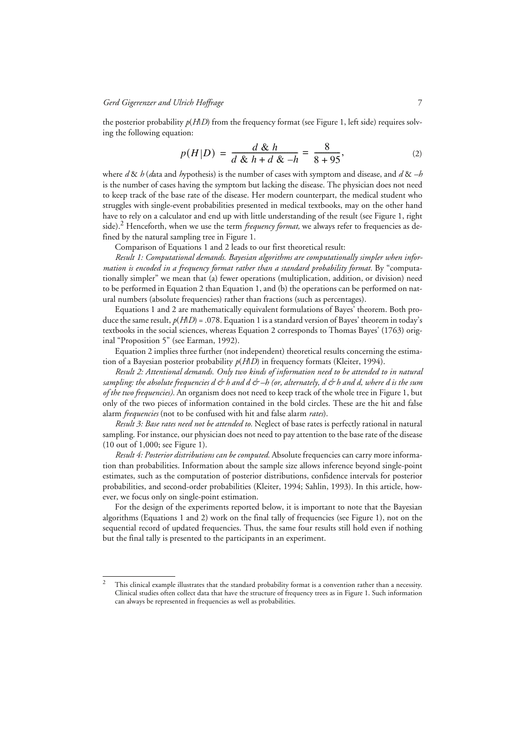the posterior probability $p(H|D)$ from the frequency format (see Figure 1, left side) requires solving the following equation:

$$p(H|D) = \frac{d \;\&\; h}{d \;\&\; h + d \;\&\; -h} = \frac{8}{8+95}, \tag{2}$$

where $d \,\&\, h$ (*d*ata and *h*ypothesis) is the number of cases with symptom and disease, and $d \,\&\, -h$ is the number of cases having the symptom but lacking the disease. The physician does not need to keep track of the base rate of the disease. Her modern counterpart, the medical student who struggles with single-event probabilities presented in medical textbooks, may on the other hand have to rely on a calculator and end up with little understanding of the result (see Figure 1, right side).[2] Henceforth, when we use the term *frequency format,* we always refer to frequencies as defined by the natural sampling tree in Figure 1.

Comparison of Equations 1 and 2 leads to our first theoretical result:

*Result 1: Computational demands. Bayesian algorithms are computationally simpler when information is encoded in a frequency format rather than a standard probability format.* By "computationally simpler" we mean that (a) fewer operations (multiplication, addition, or division) need to be performed in Equation 2 than Equation 1, and (b) the operations can be performed on natural numbers (absolute frequencies) rather than fractions (such as percentages).

Equations 1 and 2 are mathematically equivalent formulations of Bayes' theorem. Both produce the same result, $p(H|D) = .078$. Equation 1 is a standard version of Bayes' theorem in today's textbooks in the social sciences, whereas Equation 2 corresponds to Thomas Bayes' (1763) original "Proposition 5" (see Earman, 1992).

Equation 2 implies three further (not independent) theoretical results concerning the estimation of a Bayesian posterior probability $p(H|D)$ in frequency formats (Kleiter, 1994).

*Result 2: Attentional demands. Only two kinds of information need to be attended to in natural sampling: the absolute frequencies d & h and d & –h (or, alternately, d & h and d, where d is the sum of the two frequencies).* An organism does not need to keep track of the whole tree in Figure 1, but only of the two pieces of information contained in the bold circles. These are the hit and false alarm *frequencies* (not to be confused with hit and false alarm *rates*).

*Result 3: Base rates need not be attended to.* Neglect of base rates is perfectly rational in natural sampling. For instance, our physician does not need to pay attention to the base rate of the disease (10 out of 1,000; see Figure 1).

*Result 4: Posterior distributions can be computed.* Absolute frequencies can carry more information than probabilities. Information about the sample size allows inference beyond single-point estimates, such as the computation of posterior distributions, confidence intervals for posterior probabilities, and second-order probabilities (Kleiter, 1994; Sahlin, 1993). In this article, however, we focus only on single-point estimation.

For the design of the experiments reported below, it is important to note that the Bayesian algorithms (Equations 1 and 2) work on the final tally of frequencies (see Figure 1), not on the sequential record of updated frequencies. Thus, the same four results still hold even if nothing but the final tally is presented to the participants in an experiment.

---

[2] This clinical example illustrates that the standard probability format is a convention rather than a necessity. Clinical studies often collect data that have the structure of frequency trees as in Figure 1. Such information can always be represented in frequencies as well as probabilities.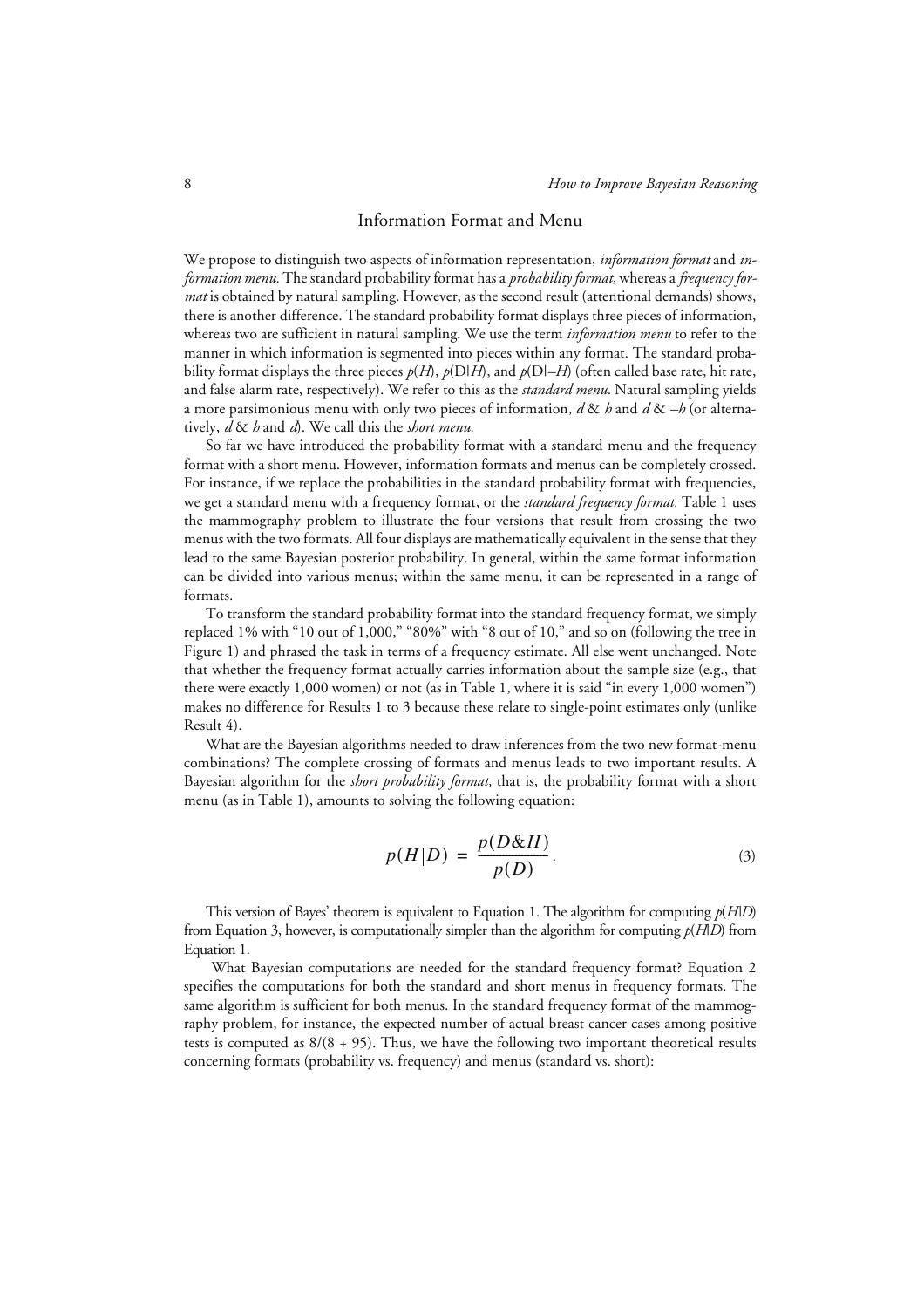## Information Format and Menu

We propose to distinguish two aspects of information representation, *information format* and *information menu.* The standard probability format has a *probability format,* whereas a *frequency format* is obtained by natural sampling. However, as the second result (attentional demands) shows, there is another difference. The standard probability format displays three pieces of information, whereas two are sufficient in natural sampling. We use the term *information menu* to refer to the manner in which information is segmented into pieces within any format. The standard probability format displays the three pieces $p(H)$, $p(D|H)$, and $p(D|{-H})$ (often called base rate, hit rate, and false alarm rate, respectively). We refer to this as the *standard menu.* Natural sampling yields a more parsimonious menu with only two pieces of information, $d$ & $h$ and $d$ & $-h$ (or alternatively, $d$ & $h$ and $d$). We call this the *short menu.*

So far we have introduced the probability format with a standard menu and the frequency format with a short menu. However, information formats and menus can be completely crossed. For instance, if we replace the probabilities in the standard probability format with frequencies, we get a standard menu with a frequency format, or the *standard frequency format.* Table 1 uses the mammography problem to illustrate the four versions that result from crossing the two menus with the two formats. All four displays are mathematically equivalent in the sense that they lead to the same Bayesian posterior probability. In general, within the same format information can be divided into various menus; within the same menu, it can be represented in a range of formats.

To transform the standard probability format into the standard frequency format, we simply replaced 1% with "10 out of 1,000," "80%" with "8 out of 10," and so on (following the tree in Figure 1) and phrased the task in terms of a frequency estimate. All else went unchanged. Note that whether the frequency format actually carries information about the sample size (e.g., that there were exactly 1,000 women) or not (as in Table 1, where it is said "in every 1,000 women") makes no difference for Results 1 to 3 because these relate to single-point estimates only (unlike Result 4).

What are the Bayesian algorithms needed to draw inferences from the two new format-menu combinations? The complete crossing of formats and menus leads to two important results. A Bayesian algorithm for the *short probability format,* that is, the probability format with a short menu (as in Table 1), amounts to solving the following equation:

$$p(H|D) = \frac{p(D\&H)}{p(D)}. \tag{3}$$

This version of Bayes' theorem is equivalent to Equation 1. The algorithm for computing $p(H|D)$ from Equation 3, however, is computationally simpler than the algorithm for computing $p(H|D)$ from Equation 1.

What Bayesian computations are needed for the standard frequency format? Equation 2 specifies the computations for both the standard and short menus in frequency formats. The same algorithm is sufficient for both menus. In the standard frequency format of the mammography problem, for instance, the expected number of actual breast cancer cases among positive tests is computed as $8/(8 + 95)$. Thus, we have the following two important theoretical results concerning formats (probability vs. frequency) and menus (standard vs. short):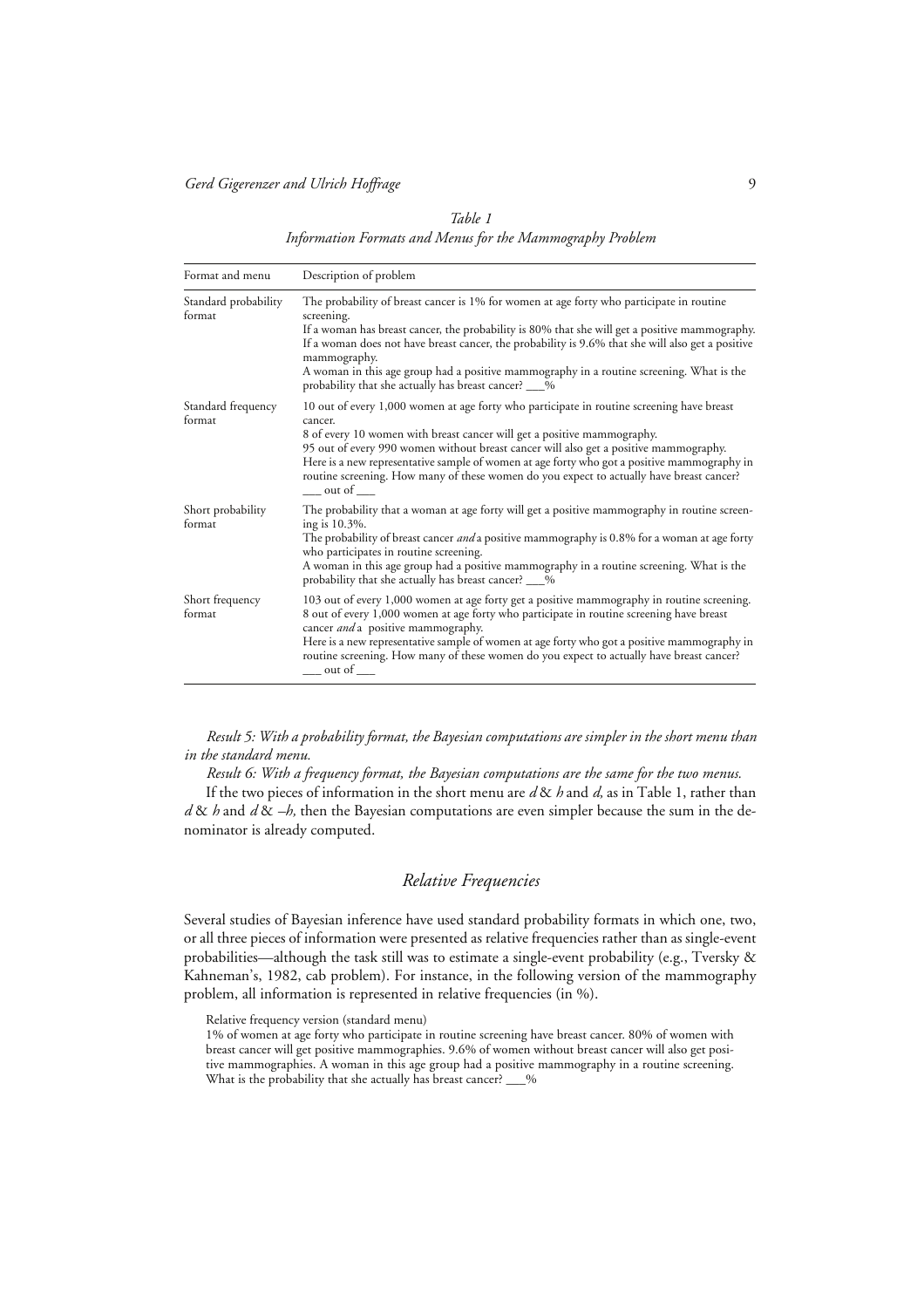*Table 1*
*Information Formats and Menus for the Mammography Problem*

| Format and menu | Description of problem |
|---|---|
| Standard probability format | The probability of breast cancer is 1% for women at age forty who participate in routine screening. If a woman has breast cancer, the probability is 80% that she will get a positive mammography. If a woman does not have breast cancer, the probability is 9.6% that she will also get a positive mammography. A woman in this age group had a positive mammography in a routine screening. What is the probability that she actually has breast cancer? ___% |
| Standard frequency format | 10 out of every 1,000 women at age forty who participate in routine screening have breast cancer. 8 of every 10 women with breast cancer will get a positive mammography. 95 out of every 990 women without breast cancer will also get a positive mammography. Here is a new representative sample of women at age forty who got a positive mammography in routine screening. How many of these women do you expect to actually have breast cancer? ___ out of ___ |
| Short probability format | The probability that a woman at age forty will get a positive mammography in routine screening is 10.3%. The probability of breast cancer *and* a positive mammography is 0.8% for a woman at age forty who participates in routine screening. A woman in this age group had a positive mammography in a routine screening. What is the probability that she actually has breast cancer? ___% |
| Short frequency format | 103 out of every 1,000 women at age forty get a positive mammography in routine screening. 8 out of every 1,000 women at age forty who participate in routine screening have breast cancer *and* a positive mammography. Here is a new representative sample of women at age forty who got a positive mammography in routine screening. How many of these women do you expect to actually have breast cancer? ___ out of ___ |

*Result 5: With a probability format, the Bayesian computations are simpler in the short menu than in the standard menu.*

*Result 6: With a frequency format, the Bayesian computations are the same for the two menus.*

If the two pieces of information in the short menu are $d$ & $h$ and $d$, as in Table 1, rather than $d$ & $h$ and $d$ & $-h$, then the Bayesian computations are even simpler because the sum in the denominator is already computed.

## *Relative Frequencies*

Several studies of Bayesian inference have used standard probability formats in which one, two, or all three pieces of information were presented as relative frequencies rather than as single-event probabilities—although the task still was to estimate a single-event probability (e.g., Tversky & Kahneman's, 1982, cab problem). For instance, in the following version of the mammography problem, all information is represented in relative frequencies (in %).

> Relative frequency version (standard menu)
>
> 1% of women at age forty who participate in routine screening have breast cancer. 80% of women with breast cancer will get positive mammographies. 9.6% of women without breast cancer will also get positive mammographies. A woman in this age group had a positive mammography in a routine screening. What is the probability that she actually has breast cancer? ___%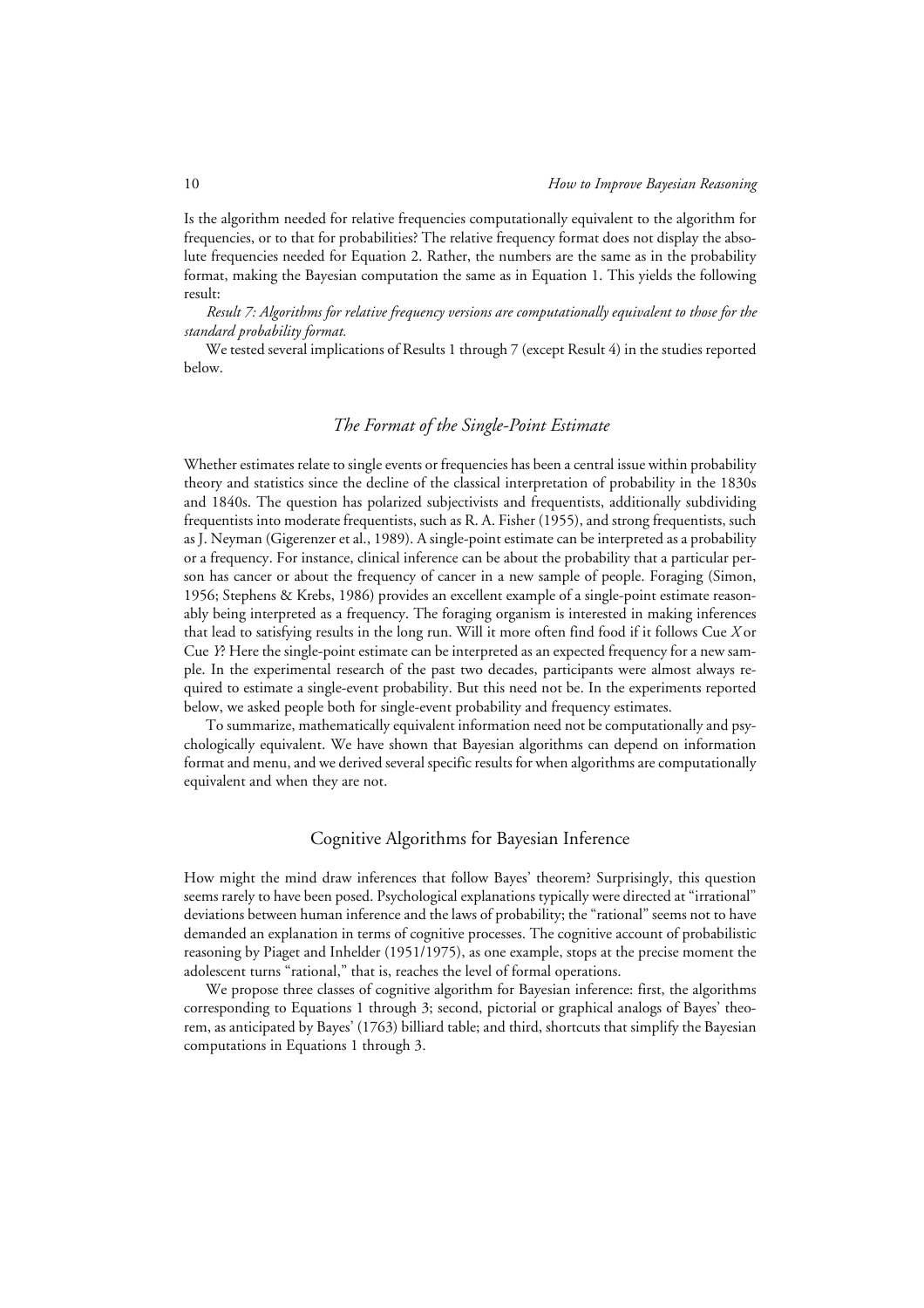Is the algorithm needed for relative frequencies computationally equivalent to the algorithm for frequencies, or to that for probabilities? The relative frequency format does not display the absolute frequencies needed for Equation 2. Rather, the numbers are the same as in the probability format, making the Bayesian computation the same as in Equation 1. This yields the following result:

*Result 7: Algorithms for relative frequency versions are computationally equivalent to those for the standard probability format.*

We tested several implications of Results 1 through 7 (except Result 4) in the studies reported below.

### *The Format of the Single-Point Estimate*

Whether estimates relate to single events or frequencies has been a central issue within probability theory and statistics since the decline of the classical interpretation of probability in the 1830s and 1840s. The question has polarized subjectivists and frequentists, additionally subdividing frequentists into moderate frequentists, such as R. A. Fisher (1955), and strong frequentists, such as J. Neyman (Gigerenzer et al., 1989). A single-point estimate can be interpreted as a probability or a frequency. For instance, clinical inference can be about the probability that a particular person has cancer or about the frequency of cancer in a new sample of people. Foraging (Simon, 1956; Stephens & Krebs, 1986) provides an excellent example of a single-point estimate reasonably being interpreted as a frequency. The foraging organism is interested in making inferences that lead to satisfying results in the long run. Will it more often find food if it follows Cue *X* or Cue *Y*? Here the single-point estimate can be interpreted as an expected frequency for a new sample. In the experimental research of the past two decades, participants were almost always required to estimate a single-event probability. But this need not be. In the experiments reported below, we asked people both for single-event probability and frequency estimates.

To summarize, mathematically equivalent information need not be computationally and psychologically equivalent. We have shown that Bayesian algorithms can depend on information format and menu, and we derived several specific results for when algorithms are computationally equivalent and when they are not.

## Cognitive Algorithms for Bayesian Inference

How might the mind draw inferences that follow Bayes' theorem? Surprisingly, this question seems rarely to have been posed. Psychological explanations typically were directed at "irrational" deviations between human inference and the laws of probability; the "rational" seems not to have demanded an explanation in terms of cognitive processes. The cognitive account of probabilistic reasoning by Piaget and Inhelder (1951/1975), as one example, stops at the precise moment the adolescent turns "rational," that is, reaches the level of formal operations.

We propose three classes of cognitive algorithm for Bayesian inference: first, the algorithms corresponding to Equations 1 through 3; second, pictorial or graphical analogs of Bayes' theorem, as anticipated by Bayes' (1763) billiard table; and third, shortcuts that simplify the Bayesian computations in Equations 1 through 3.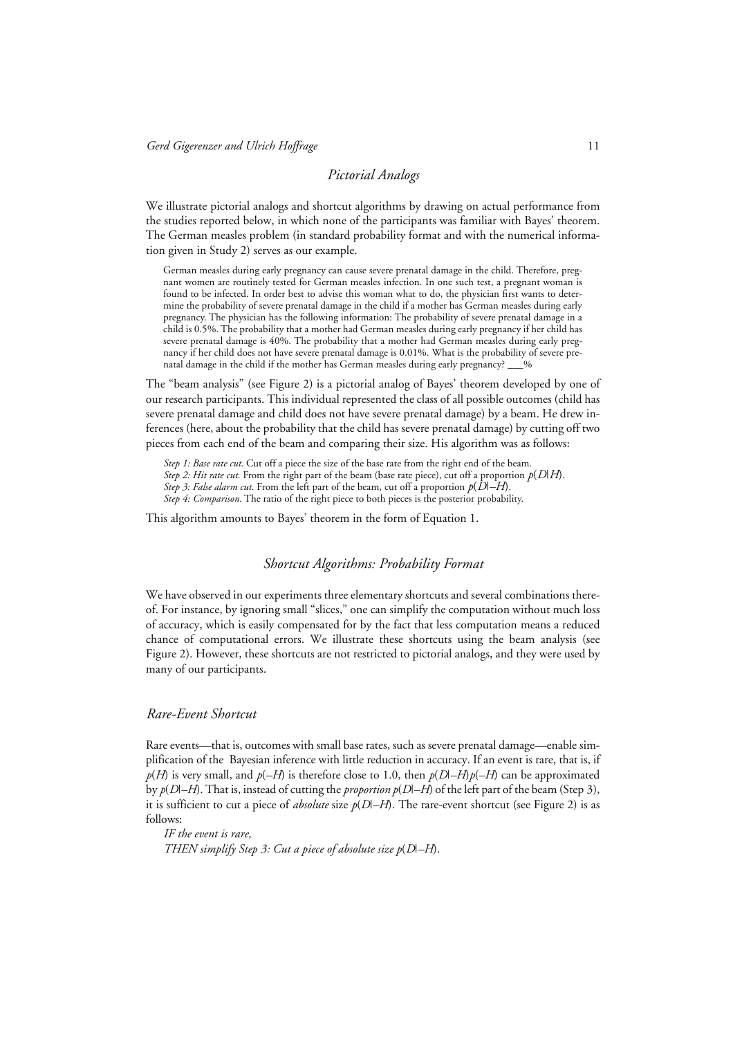## *Pictorial Analogs*

We illustrate pictorial analogs and shortcut algorithms by drawing on actual performance from the studies reported below, in which none of the participants was familiar with Bayes' theorem. The German measles problem (in standard probability format and with the numerical information given in Study 2) serves as our example.

> German measles during early pregnancy can cause severe prenatal damage in the child. Therefore, pregnant women are routinely tested for German measles infection. In one such test, a pregnant woman is found to be infected. In order best to advise this woman what to do, the physician first wants to determine the probability of severe prenatal damage in the child if a mother has German measles during early pregnancy. The physician has the following information: The probability of severe prenatal damage in a child is 0.5%. The probability that a mother had German measles during early pregnancy if her child has severe prenatal damage is 40%. The probability that a mother had German measles during early pregnancy if her child does not have severe prenatal damage is 0.01%. What is the probability of severe prenatal damage in the child if the mother has German measles during early pregnancy? ___%

The "beam analysis" (see Figure 2) is a pictorial analog of Bayes' theorem developed by one of our research participants. This individual represented the class of all possible outcomes (child has severe prenatal damage and child does not have severe prenatal damage) by a beam. He drew inferences (here, about the probability that the child has severe prenatal damage) by cutting off two pieces from each end of the beam and comparing their size. His algorithm was as follows:

> *Step 1: Base rate cut.* Cut off a piece the size of the base rate from the right end of the beam.
> *Step 2: Hit rate cut.* From the right part of the beam (base rate piece), cut off a proportion $p(D|H)$.
> *Step 3: False alarm cut.* From the left part of the beam, cut off a proportion $p(D|-H)$.
> *Step 4: Comparison.* The ratio of the right piece to both pieces is the posterior probability.

This algorithm amounts to Bayes' theorem in the form of Equation 1.

## *Shortcut Algorithms: Probability Format*

We have observed in our experiments three elementary shortcuts and several combinations thereof. For instance, by ignoring small "slices," one can simplify the computation without much loss of accuracy, which is easily compensated for by the fact that less computation means a reduced chance of computational errors. We illustrate these shortcuts using the beam analysis (see Figure 2). However, these shortcuts are not restricted to pictorial analogs, and they were used by many of our participants.

### *Rare-Event Shortcut*

Rare events—that is, outcomes with small base rates, such as severe prenatal damage—enable simplification of the Bayesian inference with little reduction in accuracy. If an event is rare, that is, if $p(H)$ is very small, and $p(-H)$ is therefore close to 1.0, then $p(D|-H)p(-H)$ can be approximated by $p(D|-H)$. That is, instead of cutting the *proportion* $p(D|-H)$ of the left part of the beam (Step 3), it is sufficient to cut a piece of *absolute* size $p(D|-H)$. The rare-event shortcut (see Figure 2) is as follows:

*IF the event is rare,*
*THEN simplify Step 3: Cut a piece of absolute size* $p(D|-H)$.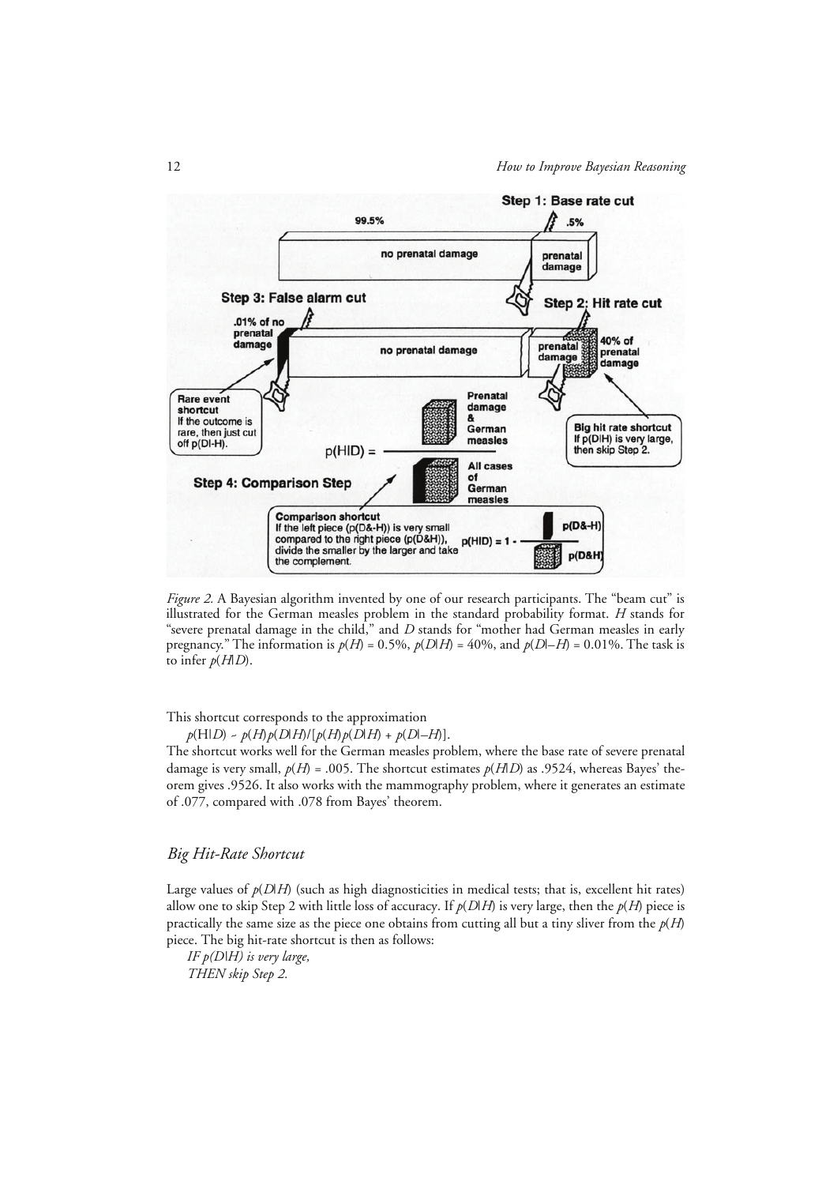*Figure 2.* A Bayesian algorithm invented by one of our research participants. The "beam cut" is illustrated for the German measles problem in the standard probability format. $H$ stands for "severe prenatal damage in the child," and $D$ stands for "mother had German measles in early pregnancy." The information is $p(H) = 0.5\%$, $p(D|H) = 40\%$, and $p(D|-H) = 0.01\%$. The task is to infer $p(H|D)$.

This shortcut corresponds to the approximation

$p(H|D) \sim p(H)p(D|H)/[p(H)p(D|H) + p(D|-H)]$.

The shortcut works well for the German measles problem, where the base rate of severe prenatal damage is very small, $p(H) = .005$. The shortcut estimates $p(H|D)$ as .9524, whereas Bayes' theorem gives .9526. It also works with the mammography problem, where it generates an estimate of .077, compared with .078 from Bayes' theorem.

### *Big Hit-Rate Shortcut*

Large values of $p(D|H)$ (such as high diagnosticities in medical tests; that is, excellent hit rates) allow one to skip Step 2 with little loss of accuracy. If $p(D|H)$ is very large, then the $p(H)$ piece is practically the same size as the piece one obtains from cutting all but a tiny sliver from the $p(H)$ piece. The big hit-rate shortcut is then as follows:

*IF $p(D|H)$ is very large,*
*THEN skip Step 2.*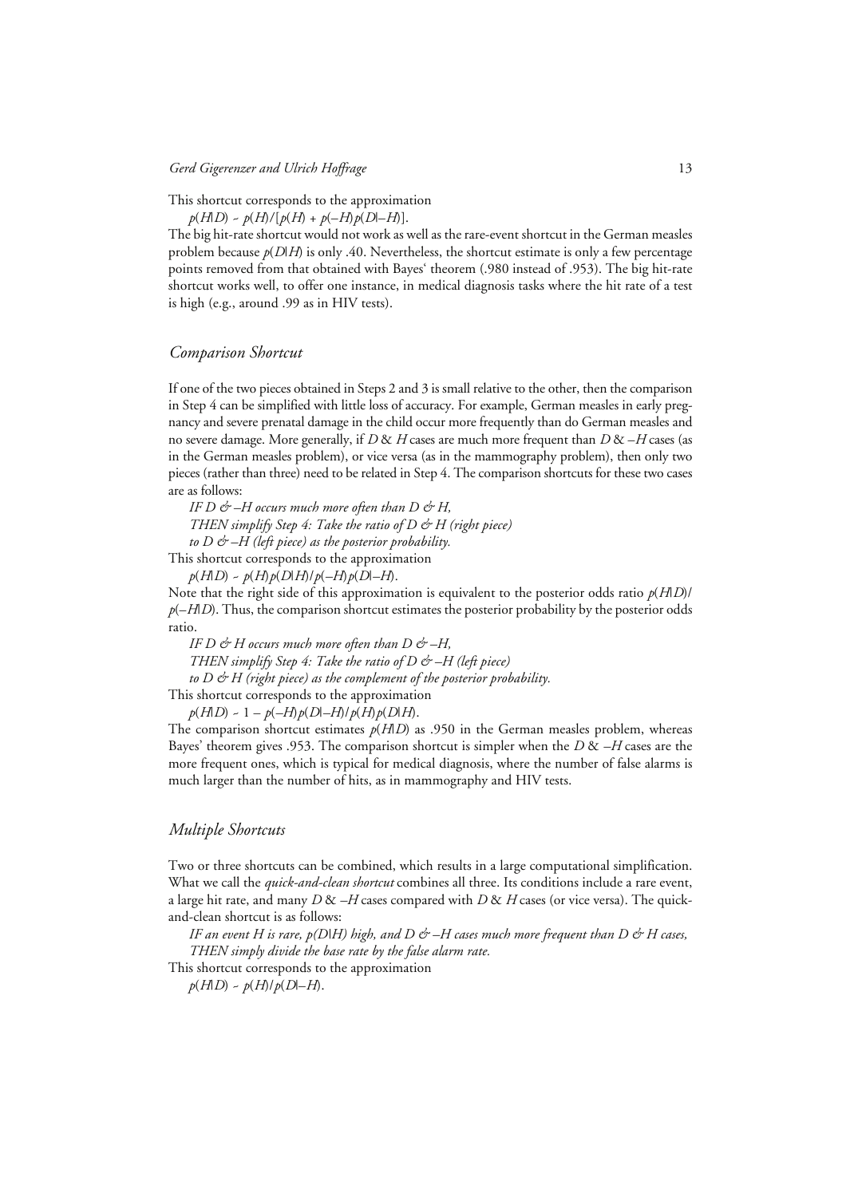This shortcut corresponds to the approximation

$p(H|D) \approx p(H)/[p(H) + p(-H)p(D|-H)]$.

The big hit-rate shortcut would not work as well as the rare-event shortcut in the German measles problem because $p(D|H)$ is only .40. Nevertheless, the shortcut estimate is only a few percentage points removed from that obtained with Bayes' theorem (.980 instead of .953). The big hit-rate shortcut works well, to offer one instance, in medical diagnosis tasks where the hit rate of a test is high (e.g., around .99 as in HIV tests).

## *Comparison Shortcut*

If one of the two pieces obtained in Steps 2 and 3 is small relative to the other, then the comparison in Step 4 can be simplified with little loss of accuracy. For example, German measles in early pregnancy and severe prenatal damage in the child occur more frequently than do German measles and no severe damage. More generally, if $D$ & $H$ cases are much more frequent than $D$ & $-H$ cases (as in the German measles problem), or vice versa (as in the mammography problem), then only two pieces (rather than three) need to be related in Step 4. The comparison shortcuts for these two cases are as follows:

*IF D & –H occurs much more often than D & H,*
*THEN simplify Step 4: Take the ratio of D & H (right piece)*
*to D & –H (left piece) as the posterior probability.*

This shortcut corresponds to the approximation

$p(H|D) \approx p(H)p(D|H)/p(-H)p(D|-H)$.

Note that the right side of this approximation is equivalent to the posterior odds ratio $p(H|D)/p(-H|D)$. Thus, the comparison shortcut estimates the posterior probability by the posterior odds ratio.

*IF D & H occurs much more often than D & –H,*
*THEN simplify Step 4: Take the ratio of D & –H (left piece)*
*to D & H (right piece) as the complement of the posterior probability.*

This shortcut corresponds to the approximation

$p(H|D) \approx 1 - p(-H)p(D|-H)/p(H)p(D|H)$.

The comparison shortcut estimates $p(H|D)$ as .950 in the German measles problem, whereas Bayes' theorem gives .953. The comparison shortcut is simpler when the $D$ & $-H$ cases are the more frequent ones, which is typical for medical diagnosis, where the number of false alarms is much larger than the number of hits, as in mammography and HIV tests.

## *Multiple Shortcuts*

Two or three shortcuts can be combined, which results in a large computational simplification. What we call the *quick-and-clean shortcut* combines all three. Its conditions include a rare event, a large hit rate, and many $D$ & $-H$ cases compared with $D$ & $H$ cases (or vice versa). The quick-and-clean shortcut is as follows:

*IF an event H is rare, p(D|H) high, and D & –H cases much more frequent than D & H cases,*
*THEN simply divide the base rate by the false alarm rate.*

This shortcut corresponds to the approximation

$p(H|D) \approx p(H)/p(D|-H)$.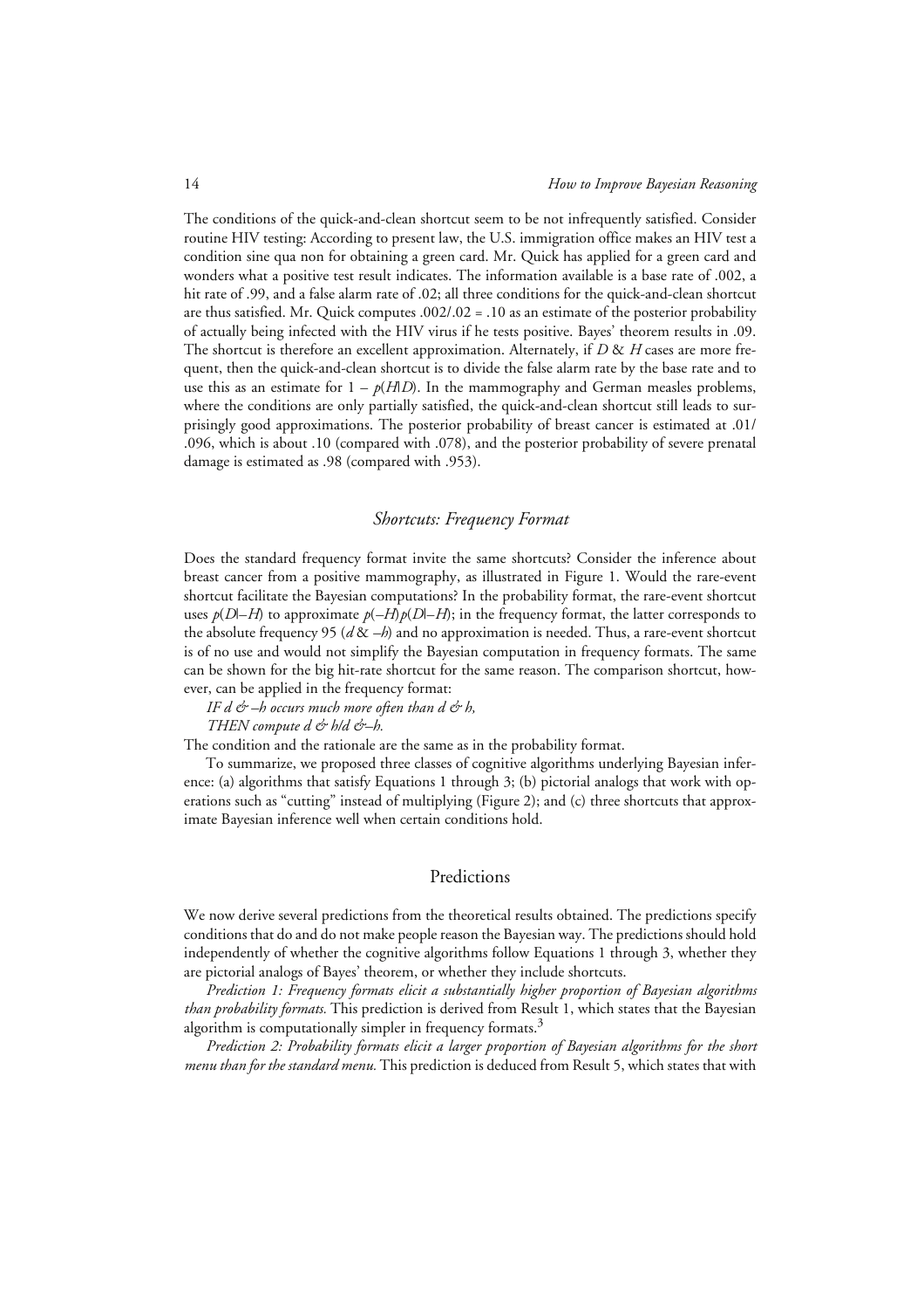The conditions of the quick-and-clean shortcut seem to be not infrequently satisfied. Consider routine HIV testing: According to present law, the U.S. immigration office makes an HIV test a condition sine qua non for obtaining a green card. Mr. Quick has applied for a green card and wonders what a positive test result indicates. The information available is a base rate of .002, a hit rate of .99, and a false alarm rate of .02; all three conditions for the quick-and-clean shortcut are thus satisfied. Mr. Quick computes .002/.02 = .10 as an estimate of the posterior probability of actually being infected with the HIV virus if he tests positive. Bayes' theorem results in .09. The shortcut is therefore an excellent approximation. Alternately, if $D$ & $H$ cases are more frequent, then the quick-and-clean shortcut is to divide the false alarm rate by the base rate and to use this as an estimate for $1 - p(H|D)$. In the mammography and German measles problems, where the conditions are only partially satisfied, the quick-and-clean shortcut still leads to surprisingly good approximations. The posterior probability of breast cancer is estimated at .01/.096, which is about .10 (compared with .078), and the posterior probability of severe prenatal damage is estimated as .98 (compared with .953).

### *Shortcuts: Frequency Format*

Does the standard frequency format invite the same shortcuts? Consider the inference about breast cancer from a positive mammography, as illustrated in Figure 1. Would the rare-event shortcut facilitate the Bayesian computations? In the probability format, the rare-event shortcut uses $p(D|{-H})$ to approximate $p({-H})p(D|{-H})$; in the frequency format, the latter corresponds to the absolute frequency 95 ($d$ & $-h$) and no approximation is needed. Thus, a rare-event shortcut is of no use and would not simplify the Bayesian computation in frequency formats. The same can be shown for the big hit-rate shortcut for the same reason. The comparison shortcut, however, can be applied in the frequency format:

*IF d & –h occurs much more often than d & h,*
*THEN compute d & h/d & –h.*

The condition and the rationale are the same as in the probability format.

To summarize, we proposed three classes of cognitive algorithms underlying Bayesian inference: (a) algorithms that satisfy Equations 1 through 3; (b) pictorial analogs that work with operations such as "cutting" instead of multiplying (Figure 2); and (c) three shortcuts that approximate Bayesian inference well when certain conditions hold.

## Predictions

We now derive several predictions from the theoretical results obtained. The predictions specify conditions that do and do not make people reason the Bayesian way. The predictions should hold independently of whether the cognitive algorithms follow Equations 1 through 3, whether they are pictorial analogs of Bayes' theorem, or whether they include shortcuts.

*Prediction 1: Frequency formats elicit a substantially higher proportion of Bayesian algorithms than probability formats.* This prediction is derived from Result 1, which states that the Bayesian algorithm is computationally simpler in frequency formats.[3]

*Prediction 2: Probability formats elicit a larger proportion of Bayesian algorithms for the short menu than for the standard menu.* This prediction is deduced from Result 5, which states that with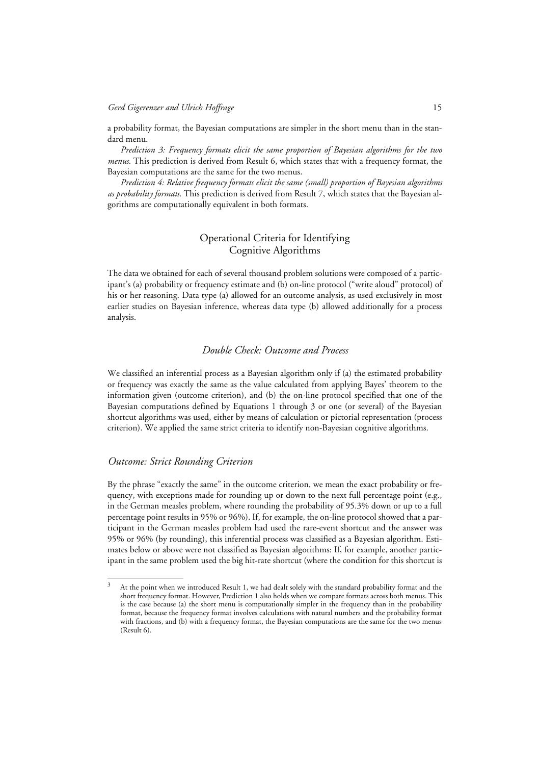a probability format, the Bayesian computations are simpler in the short menu than in the standard menu.

*Prediction 3: Frequency formats elicit the same proportion of Bayesian algorithms for the two menus.* This prediction is derived from Result 6, which states that with a frequency format, the Bayesian computations are the same for the two menus.

*Prediction 4: Relative frequency formats elicit the same (small) proportion of Bayesian algorithms as probability formats.* This prediction is derived from Result 7, which states that the Bayesian algorithms are computationally equivalent in both formats.

## Operational Criteria for Identifying Cognitive Algorithms

The data we obtained for each of several thousand problem solutions were composed of a participant's (a) probability or frequency estimate and (b) on-line protocol ("write aloud" protocol) of his or her reasoning. Data type (a) allowed for an outcome analysis, as used exclusively in most earlier studies on Bayesian inference, whereas data type (b) allowed additionally for a process analysis.

### *Double Check: Outcome and Process*

We classified an inferential process as a Bayesian algorithm only if (a) the estimated probability or frequency was exactly the same as the value calculated from applying Bayes' theorem to the information given (outcome criterion), and (b) the on-line protocol specified that one of the Bayesian computations defined by Equations 1 through 3 or one (or several) of the Bayesian shortcut algorithms was used, either by means of calculation or pictorial representation (process criterion). We applied the same strict criteria to identify non-Bayesian cognitive algorithms.

### *Outcome: Strict Rounding Criterion*

By the phrase "exactly the same" in the outcome criterion, we mean the exact probability or frequency, with exceptions made for rounding up or down to the next full percentage point (e.g., in the German measles problem, where rounding the probability of 95.3% down or up to a full percentage point results in 95% or 96%). If, for example, the on-line protocol showed that a participant in the German measles problem had used the rare-event shortcut and the answer was 95% or 96% (by rounding), this inferential process was classified as a Bayesian algorithm. Estimates below or above were not classified as Bayesian algorithms: If, for example, another participant in the same problem used the big hit-rate shortcut (where the condition for this shortcut is

---

[3] At the point when we introduced Result 1, we had dealt solely with the standard probability format and the short frequency format. However, Prediction 1 also holds when we compare formats across both menus. This is the case because (a) the short menu is computationally simpler in the frequency than in the probability format, because the frequency format involves calculations with natural numbers and the probability format with fractions, and (b) with a frequency format, the Bayesian computations are the same for the two menus (Result 6).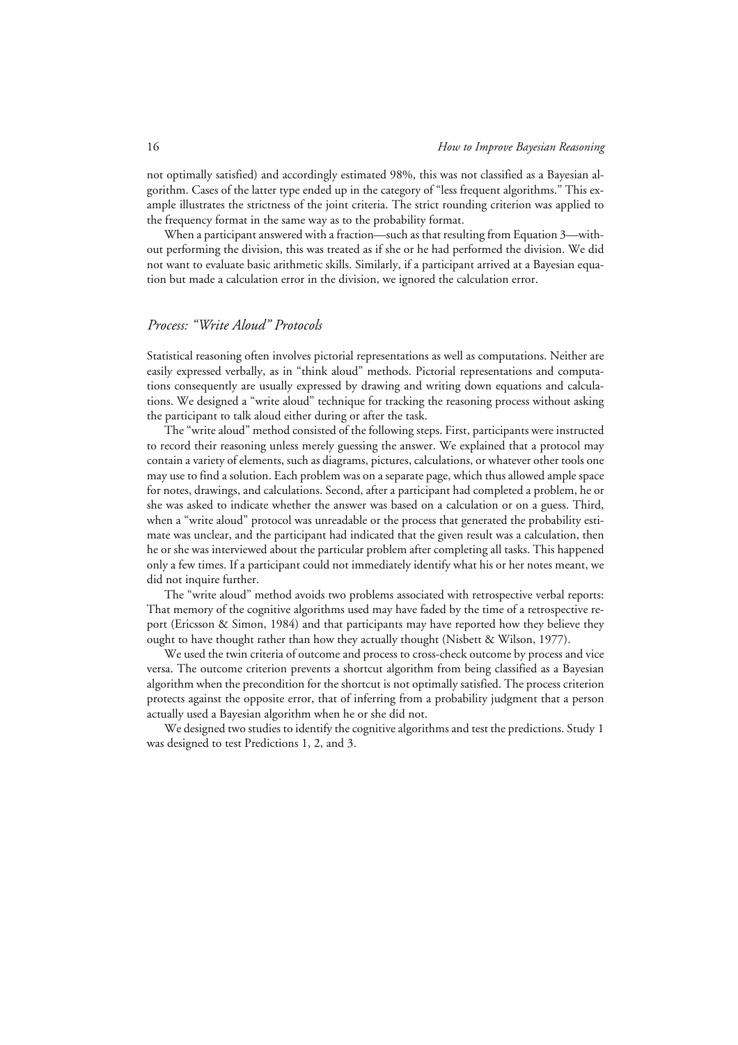not optimally satisfied) and accordingly estimated 98%, this was not classified as a Bayesian algorithm. Cases of the latter type ended up in the category of "less frequent algorithms." This example illustrates the strictness of the joint criteria. The strict rounding criterion was applied to the frequency format in the same way as to the probability format.

When a participant answered with a fraction—such as that resulting from Equation 3—without performing the division, this was treated as if she or he had performed the division. We did not want to evaluate basic arithmetic skills. Similarly, if a participant arrived at a Bayesian equation but made a calculation error in the division, we ignored the calculation error.

### *Process: "Write Aloud" Protocols*

Statistical reasoning often involves pictorial representations as well as computations. Neither are easily expressed verbally, as in "think aloud" methods. Pictorial representations and computations consequently are usually expressed by drawing and writing down equations and calculations. We designed a "write aloud" technique for tracking the reasoning process without asking the participant to talk aloud either during or after the task.

The "write aloud" method consisted of the following steps. First, participants were instructed to record their reasoning unless merely guessing the answer. We explained that a protocol may contain a variety of elements, such as diagrams, pictures, calculations, or whatever other tools one may use to find a solution. Each problem was on a separate page, which thus allowed ample space for notes, drawings, and calculations. Second, after a participant had completed a problem, he or she was asked to indicate whether the answer was based on a calculation or on a guess. Third, when a "write aloud" protocol was unreadable or the process that generated the probability estimate was unclear, and the participant had indicated that the given result was a calculation, then he or she was interviewed about the particular problem after completing all tasks. This happened only a few times. If a participant could not immediately identify what his or her notes meant, we did not inquire further.

The "write aloud" method avoids two problems associated with retrospective verbal reports: That memory of the cognitive algorithms used may have faded by the time of a retrospective report (Ericsson & Simon, 1984) and that participants may have reported how they believe they ought to have thought rather than how they actually thought (Nisbett & Wilson, 1977).

We used the twin criteria of outcome and process to cross-check outcome by process and vice versa. The outcome criterion prevents a shortcut algorithm from being classified as a Bayesian algorithm when the precondition for the shortcut is not optimally satisfied. The process criterion protects against the opposite error, that of inferring from a probability judgment that a person actually used a Bayesian algorithm when he or she did not.

We designed two studies to identify the cognitive algorithms and test the predictions. Study 1 was designed to test Predictions 1, 2, and 3.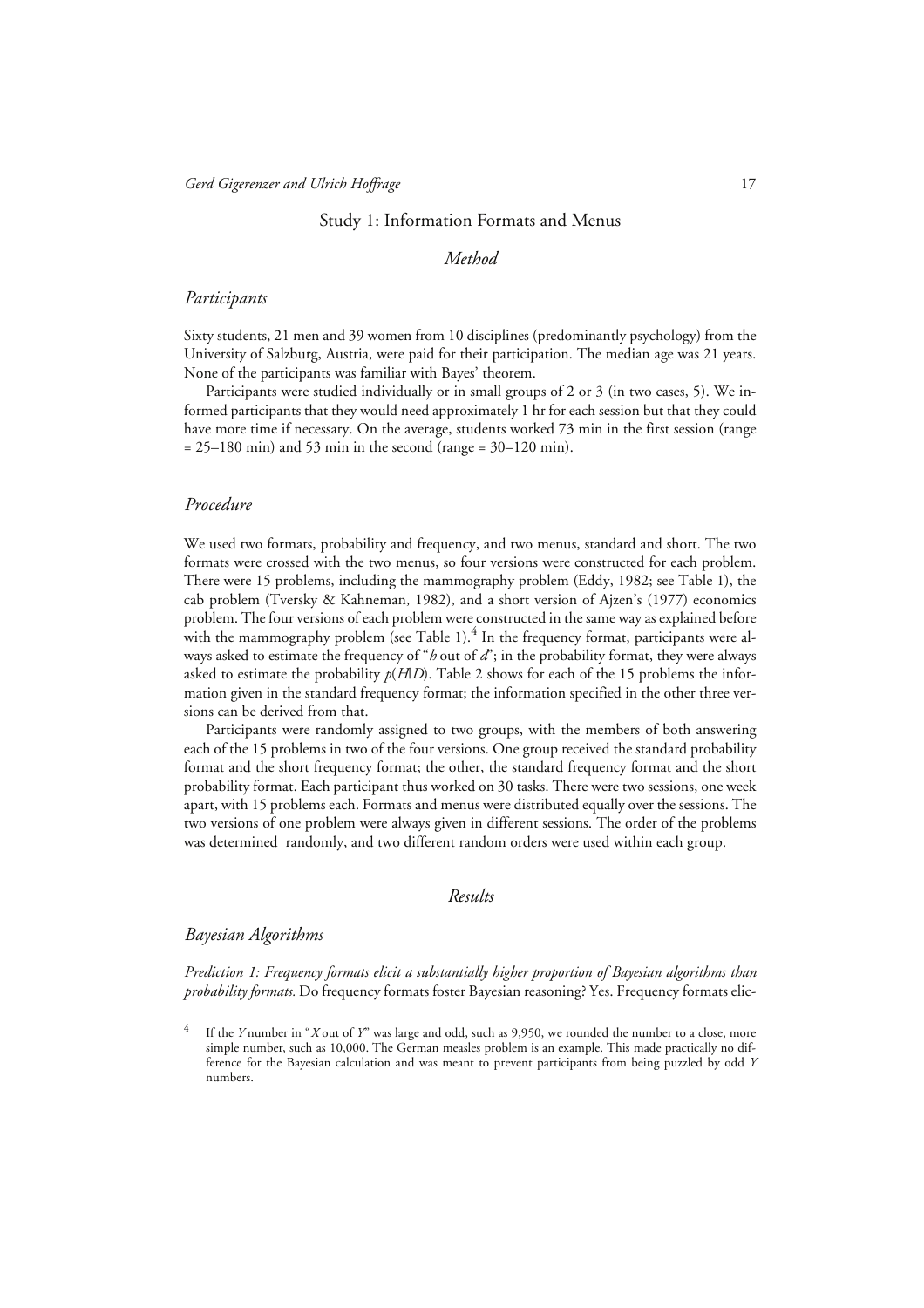## Study 1: Information Formats and Menus

### *Method*

#### *Participants*

Sixty students, 21 men and 39 women from 10 disciplines (predominantly psychology) from the University of Salzburg, Austria, were paid for their participation. The median age was 21 years. None of the participants was familiar with Bayes' theorem.

Participants were studied individually or in small groups of 2 or 3 (in two cases, 5). We informed participants that they would need approximately 1 hr for each session but that they could have more time if necessary. On the average, students worked 73 min in the first session (range = 25–180 min) and 53 min in the second (range = 30–120 min).

#### *Procedure*

We used two formats, probability and frequency, and two menus, standard and short. The two formats were crossed with the two menus, so four versions were constructed for each problem. There were 15 problems, including the mammography problem (Eddy, 1982; see Table 1), the cab problem (Tversky & Kahneman, 1982), and a short version of Ajzen's (1977) economics problem. The four versions of each problem were constructed in the same way as explained before with the mammography problem (see Table 1).[4] In the frequency format, participants were always asked to estimate the frequency of "*h* out of *d*"; in the probability format, they were always asked to estimate the probability $p(H|D)$. Table 2 shows for each of the 15 problems the information given in the standard frequency format; the information specified in the other three versions can be derived from that.

Participants were randomly assigned to two groups, with the members of both answering each of the 15 problems in two of the four versions. One group received the standard probability format and the short frequency format; the other, the standard frequency format and the short probability format. Each participant thus worked on 30 tasks. There were two sessions, one week apart, with 15 problems each. Formats and menus were distributed equally over the sessions. The two versions of one problem were always given in different sessions. The order of the problems was determined randomly, and two different random orders were used within each group.

### *Results*

#### *Bayesian Algorithms*

*Prediction 1: Frequency formats elicit a substantially higher proportion of Bayesian algorithms than probability formats.* Do frequency formats foster Bayesian reasoning? Yes. Frequency formats elic-

[4] If the *Y* number in "*X* out of *Y*" was large and odd, such as 9,950, we rounded the number to a close, more simple number, such as 10,000. The German measles problem is an example. This made practically no difference for the Bayesian calculation and was meant to prevent participants from being puzzled by odd *Y* numbers.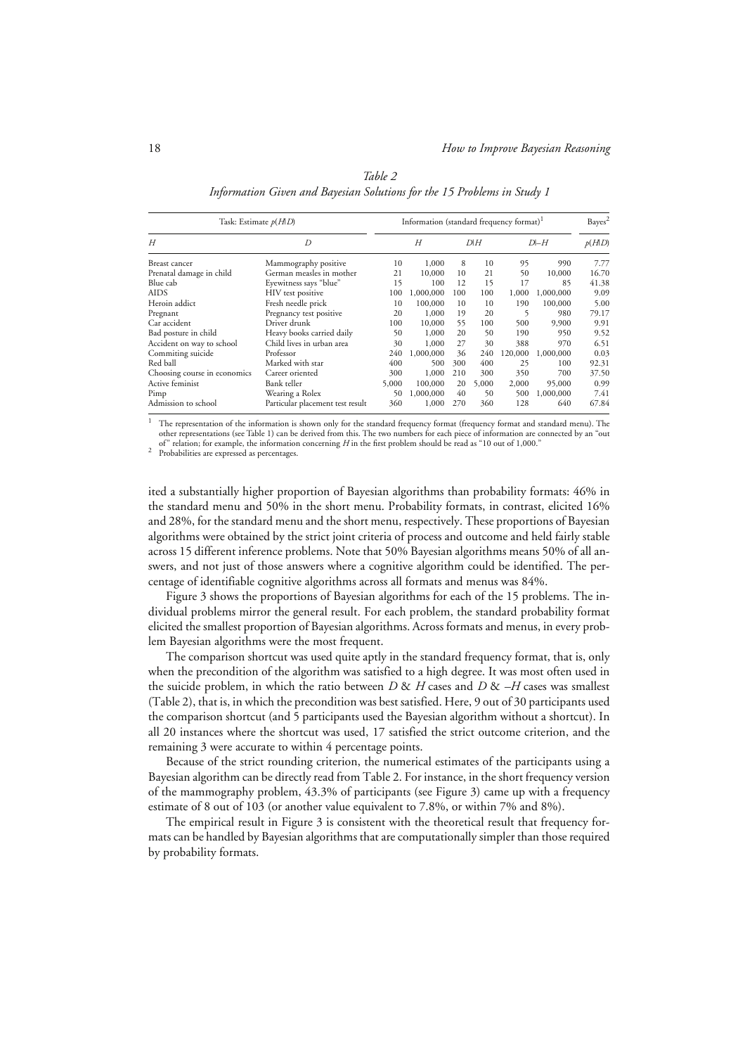*Table 2*
*Information Given and Bayesian Solutions for the 15 Problems in Study 1*

| Task: Estimate $p(H\|D)$ | | Information (standard frequency format)[1] | | | | | | Bayes[2] |
|---|---|---|---|---|---|---|---|---|
| $H$ | $D$ | $H$ | | $D\|H$ | | $D\|-H$ | | $p(H\|D)$ |
| Breast cancer | Mammography positive | 10 | 1,000 | 8 | 10 | 95 | 990 | 7.77 |
| Prenatal damage in child | German measles in mother | 21 | 10,000 | 10 | 21 | 50 | 10,000 | 16.70 |
| Blue cab | Eyewitness says "blue" | 15 | 100 | 12 | 15 | 17 | 85 | 41.38 |
| AIDS | HIV test positive | 100 | 1,000,000 | 100 | 100 | 1,000 | 1,000,000 | 9.09 |
| Heroin addict | Fresh needle prick | 10 | 100,000 | 10 | 10 | 190 | 100,000 | 5.00 |
| Pregnant | Pregnancy test positive | 20 | 1,000 | 19 | 20 | 5 | 980 | 79.17 |
| Car accident | Driver drunk | 100 | 10,000 | 55 | 100 | 500 | 9,900 | 9.91 |
| Bad posture in child | Heavy books carried daily | 50 | 1,000 | 20 | 50 | 190 | 950 | 9.52 |
| Accident on way to school | Child lives in urban area | 30 | 1,000 | 27 | 30 | 388 | 970 | 6.51 |
| Commiting suicide | Professor | 240 | 1,000,000 | 36 | 240 | 120,000 | 1,000,000 | 0.03 |
| Red ball | Marked with star | 400 | 500 | 300 | 400 | 25 | 100 | 92.31 |
| Choosing course in economics | Career oriented | 300 | 1,000 | 210 | 300 | 350 | 700 | 37.50 |
| Active feminist | Bank teller | 5,000 | 100,000 | 20 | 5,000 | 2,000 | 95,000 | 0.99 |
| Pimp | Wearing a Rolex | 50 | 1,000,000 | 40 | 50 | 500 | 1,000,000 | 7.41 |
| Admission to school | Particular placement test result | 360 | 1,000 | 270 | 360 | 128 | 640 | 67.84 |

[1] The representation of the information is shown only for the standard frequency format (frequency format and standard menu). The other representations (see Table 1) can be derived from this. The two numbers for each piece of information are connected by an "out of" relation; for example, the information concerning $H$ in the first problem should be read as "10 out of 1,000."
[2] Probabilities are expressed as percentages.

ited a substantially higher proportion of Bayesian algorithms than probability formats: 46% in the standard menu and 50% in the short menu. Probability formats, in contrast, elicited 16% and 28%, for the standard menu and the short menu, respectively. These proportions of Bayesian algorithms were obtained by the strict joint criteria of process and outcome and held fairly stable across 15 different inference problems. Note that 50% Bayesian algorithms means 50% of all answers, and not just of those answers where a cognitive algorithm could be identified. The percentage of identifiable cognitive algorithms across all formats and menus was 84%.

Figure 3 shows the proportions of Bayesian algorithms for each of the 15 problems. The individual problems mirror the general result. For each problem, the standard probability format elicited the smallest proportion of Bayesian algorithms. Across formats and menus, in every problem Bayesian algorithms were the most frequent.

The comparison shortcut was used quite aptly in the standard frequency format, that is, only when the precondition of the algorithm was satisfied to a high degree. It was most often used in the suicide problem, in which the ratio between $D$ & $H$ cases and $D$ & $-H$ cases was smallest (Table 2), that is, in which the precondition was best satisfied. Here, 9 out of 30 participants used the comparison shortcut (and 5 participants used the Bayesian algorithm without a shortcut). In all 20 instances where the shortcut was used, 17 satisfied the strict outcome criterion, and the remaining 3 were accurate to within 4 percentage points.

Because of the strict rounding criterion, the numerical estimates of the participants using a Bayesian algorithm can be directly read from Table 2. For instance, in the short frequency version of the mammography problem, 43.3% of participants (see Figure 3) came up with a frequency estimate of 8 out of 103 (or another value equivalent to 7.8%, or within 7% and 8%).

The empirical result in Figure 3 is consistent with the theoretical result that frequency formats can be handled by Bayesian algorithms that are computationally simpler than those required by probability formats.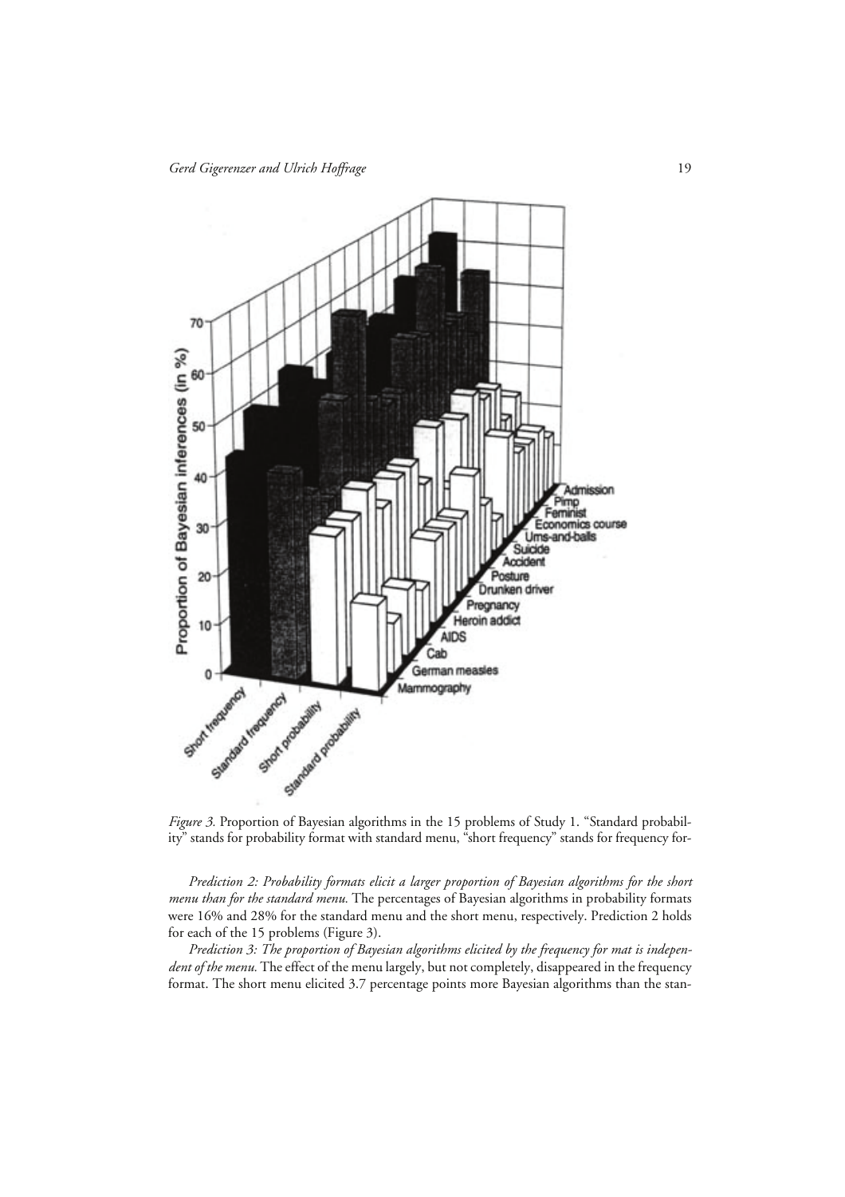*Figure 3.* Proportion of Bayesian algorithms in the 15 problems of Study 1. "Standard probability" stands for probability format with standard menu, "short frequency" stands for frequency for-

*Prediction 2: Probability formats elicit a larger proportion of Bayesian algorithms for the short menu than for the standard menu.* The percentages of Bayesian algorithms in probability formats were 16% and 28% for the standard menu and the short menu, respectively. Prediction 2 holds for each of the 15 problems (Figure 3).

*Prediction 3: The proportion of Bayesian algorithms elicited by the frequency for mat is independent of the menu.* The effect of the menu largely, but not completely, disappeared in the frequency format. The short menu elicited 3.7 percentage points more Bayesian algorithms than the stan-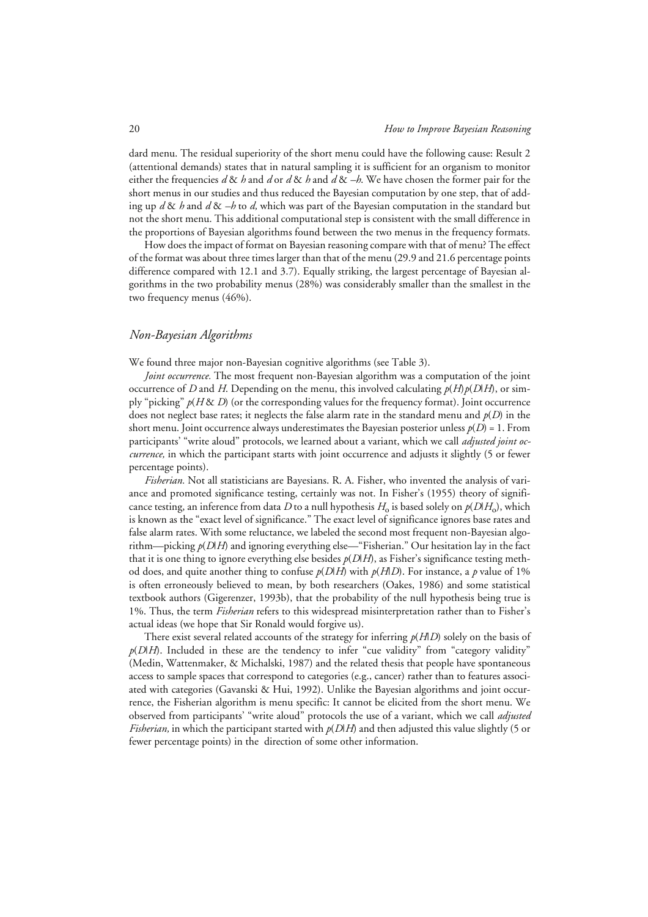dard menu. The residual superiority of the short menu could have the following cause: Result 2 (attentional demands) states that in natural sampling it is sufficient for an organism to monitor either the frequencies $d$ & $h$ and $d$ or $d$ & $h$ and $d$ & $-h$. We have chosen the former pair for the short menus in our studies and thus reduced the Bayesian computation by one step, that of adding up $d$ & $h$ and $d$ & $-h$ to $d$, which was part of the Bayesian computation in the standard but not the short menu. This additional computational step is consistent with the small difference in the proportions of Bayesian algorithms found between the two menus in the frequency formats.

How does the impact of format on Bayesian reasoning compare with that of menu? The effect of the format was about three times larger than that of the menu (29.9 and 21.6 percentage points difference compared with 12.1 and 3.7). Equally striking, the largest percentage of Bayesian algorithms in the two probability menus (28%) was considerably smaller than the smallest in the two frequency menus (46%).

## *Non-Bayesian Algorithms*

We found three major non-Bayesian cognitive algorithms (see Table 3).

*Joint occurrence.* The most frequent non-Bayesian algorithm was a computation of the joint occurrence of $D$ and $H$. Depending on the menu, this involved calculating $p(H)p(D|H)$, or simply "picking" $p(H \& D)$ (or the corresponding values for the frequency format). Joint occurrence does not neglect base rates; it neglects the false alarm rate in the standard menu and $p(D)$ in the short menu. Joint occurrence always underestimates the Bayesian posterior unless $p(D) = 1$. From participants' "write aloud" protocols, we learned about a variant, which we call *adjusted joint occurrence,* in which the participant starts with joint occurrence and adjusts it slightly (5 or fewer percentage points).

*Fisherian.* Not all statisticians are Bayesians. R. A. Fisher, who invented the analysis of variance and promoted significance testing, certainly was not. In Fisher's (1955) theory of significance testing, an inference from data $D$ to a null hypothesis $H_o$ is based solely on $p(D|H_o)$, which is known as the "exact level of significance." The exact level of significance ignores base rates and false alarm rates. With some reluctance, we labeled the second most frequent non-Bayesian algorithm—picking $p(D|H)$ and ignoring everything else—"Fisherian." Our hesitation lay in the fact that it is one thing to ignore everything else besides $p(D|H)$, as Fisher's significance testing method does, and quite another thing to confuse $p(D|H)$ with $p(H|D)$. For instance, a $p$ value of 1% is often erroneously believed to mean, by both researchers (Oakes, 1986) and some statistical textbook authors (Gigerenzer, 1993b), that the probability of the null hypothesis being true is 1%. Thus, the term *Fisherian* refers to this widespread misinterpretation rather than to Fisher's actual ideas (we hope that Sir Ronald would forgive us).

There exist several related accounts of the strategy for inferring $p(H|D)$ solely on the basis of $p(D|H)$. Included in these are the tendency to infer "cue validity" from "category validity" (Medin, Wattenmaker, & Michalski, 1987) and the related thesis that people have spontaneous access to sample spaces that correspond to categories (e.g., cancer) rather than to features associated with categories (Gavanski & Hui, 1992). Unlike the Bayesian algorithms and joint occurrence, the Fisherian algorithm is menu specific: It cannot be elicited from the short menu. We observed from participants' "write aloud" protocols the use of a variant, which we call *adjusted Fisherian,* in which the participant started with $p(D|H)$ and then adjusted this value slightly (5 or fewer percentage points) in the direction of some other information.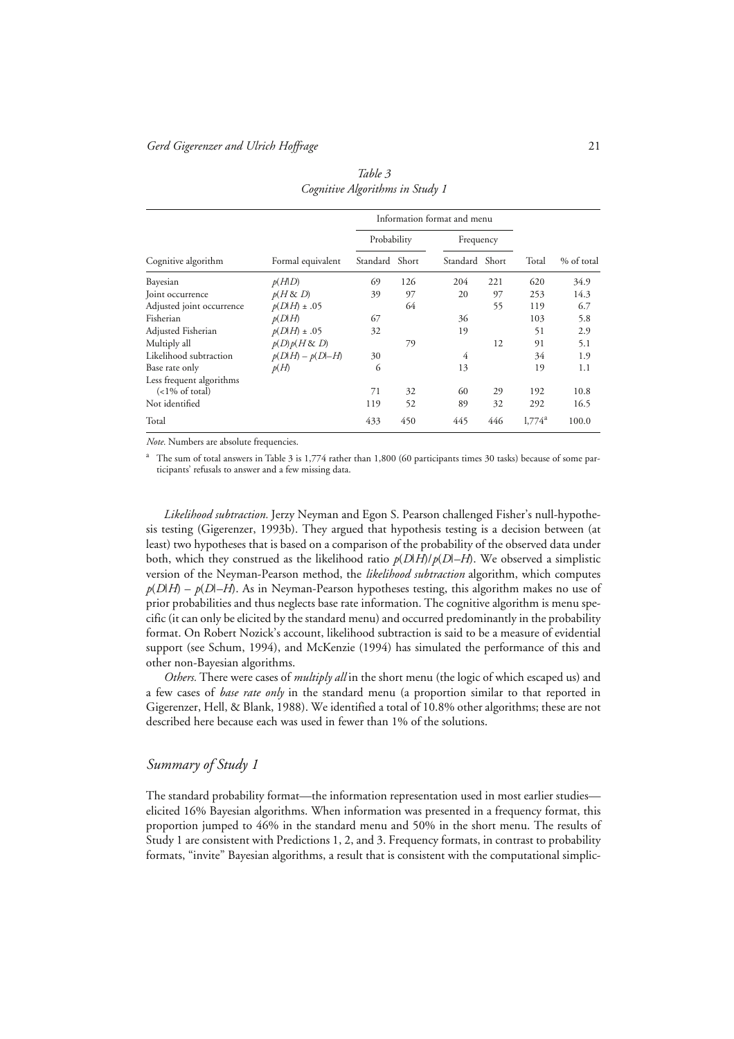*Table 3*
*Cognitive Algorithms in Study 1*

| Cognitive algorithm | Formal equivalent | Information format and menu | | | | Total | % of total |
|---|---|---|---|---|---|---|---|
| | | Probability | | Frequency | | | |
| | | Standard | Short | Standard | Short | | |
| Bayesian | $p(H\|D)$ | 69 | 126 | 204 | 221 | 620 | 34.9 |
| Joint occurrence | $p(H \& D)$ | 39 | 97 | 20 | 97 | 253 | 14.3 |
| Adjusted joint occurrence | $p(D\|H) \pm .05$ | | 64 | | 55 | 119 | 6.7 |
| Fisherian | $p(D\|H)$ | 67 | | 36 | | 103 | 5.8 |
| Adjusted Fisherian | $p(D\|H) \pm .05$ | 32 | | 19 | | 51 | 2.9 |
| Multiply all | $p(D)p(H \& D)$ | | 79 | | 12 | 91 | 5.1 |
| Likelihood subtraction | $p(D\|H) - p(D\|{-H})$ | 30 | | 4 | | 34 | 1.9 |
| Base rate only | $p(H)$ | 6 | | 13 | | 19 | 1.1 |
| Less frequent algorithms (<1% of total) | | 71 | 32 | 60 | 29 | 192 | 10.8 |
| Not identified | | 119 | 52 | 89 | 32 | 292 | 16.5 |
| Total | | 433 | 450 | 445 | 446 | 1,774[a] | 100.0 |

*Note*. Numbers are absolute frequencies.

[a] The sum of total answers in Table 3 is 1,774 rather than 1,800 (60 participants times 30 tasks) because of some participants' refusals to answer and a few missing data.

*Likelihood subtraction.* Jerzy Neyman and Egon S. Pearson challenged Fisher's null-hypothesis testing (Gigerenzer, 1993b). They argued that hypothesis testing is a decision between (at least) two hypotheses that is based on a comparison of the probability of the observed data under both, which they construed as the likelihood ratio $p(D|H)/p(D|{-H})$. We observed a simplistic version of the Neyman-Pearson method, the *likelihood subtraction* algorithm, which computes $p(D|H) - p(D|{-H})$. As in Neyman-Pearson hypotheses testing, this algorithm makes no use of prior probabilities and thus neglects base rate information. The cognitive algorithm is menu specific (it can only be elicited by the standard menu) and occurred predominantly in the probability format. On Robert Nozick's account, likelihood subtraction is said to be a measure of evidential support (see Schum, 1994), and McKenzie (1994) has simulated the performance of this and other non-Bayesian algorithms.

*Others.* There were cases of *multiply all* in the short menu (the logic of which escaped us) and a few cases of *base rate only* in the standard menu (a proportion similar to that reported in Gigerenzer, Hell, & Blank, 1988). We identified a total of 10.8% other algorithms; these are not described here because each was used in fewer than 1% of the solutions.

## *Summary of Study 1*

The standard probability format—the information representation used in most earlier studies—elicited 16% Bayesian algorithms. When information was presented in a frequency format, this proportion jumped to 46% in the standard menu and 50% in the short menu. The results of Study 1 are consistent with Predictions 1, 2, and 3. Frequency formats, in contrast to probability formats, "invite" Bayesian algorithms, a result that is consistent with the computational simplic-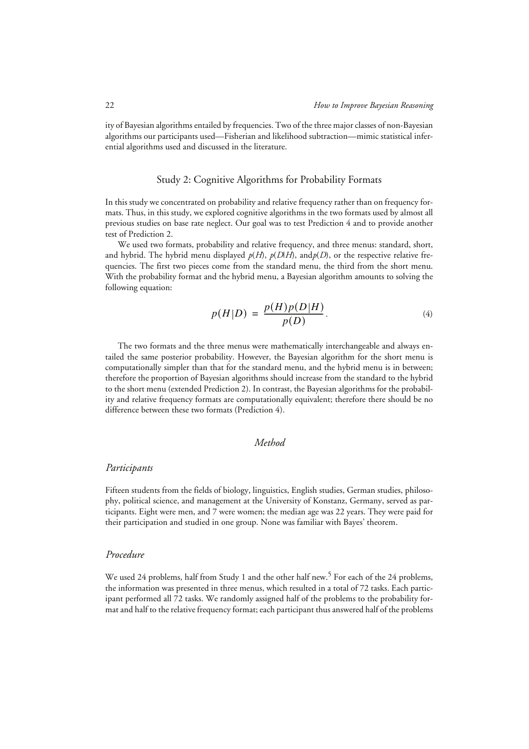ity of Bayesian algorithms entailed by frequencies. Two of the three major classes of non-Bayesian algorithms our participants used—Fisherian and likelihood subtraction—mimic statistical inferential algorithms used and discussed in the literature.

## Study 2: Cognitive Algorithms for Probability Formats

In this study we concentrated on probability and relative frequency rather than on frequency formats. Thus, in this study, we explored cognitive algorithms in the two formats used by almost all previous studies on base rate neglect. Our goal was to test Prediction 4 and to provide another test of Prediction 2.

We used two formats, probability and relative frequency, and three menus: standard, short, and hybrid. The hybrid menu displayed $p(H)$, $p(D|H)$, and $p(D)$, or the respective relative frequencies. The first two pieces come from the standard menu, the third from the short menu. With the probability format and the hybrid menu, a Bayesian algorithm amounts to solving the following equation:

$$p(H|D) = \frac{p(H)p(D|H)}{p(D)}. \tag{4}$$

The two formats and the three menus were mathematically interchangeable and always entailed the same posterior probability. However, the Bayesian algorithm for the short menu is computationally simpler than that for the standard menu, and the hybrid menu is in between; therefore the proportion of Bayesian algorithms should increase from the standard to the hybrid to the short menu (extended Prediction 2). In contrast, the Bayesian algorithms for the probability and relative frequency formats are computationally equivalent; therefore there should be no difference between these two formats (Prediction 4).

### *Method*

#### *Participants*

Fifteen students from the fields of biology, linguistics, English studies, German studies, philosophy, political science, and management at the University of Konstanz, Germany, served as participants. Eight were men, and 7 were women; the median age was 22 years. They were paid for their participation and studied in one group. None was familiar with Bayes' theorem.

#### *Procedure*

We used 24 problems, half from Study 1 and the other half new.[5] For each of the 24 problems, the information was presented in three menus, which resulted in a total of 72 tasks. Each participant performed all 72 tasks. We randomly assigned half of the problems to the probability format and half to the relative frequency format; each participant thus answered half of the problems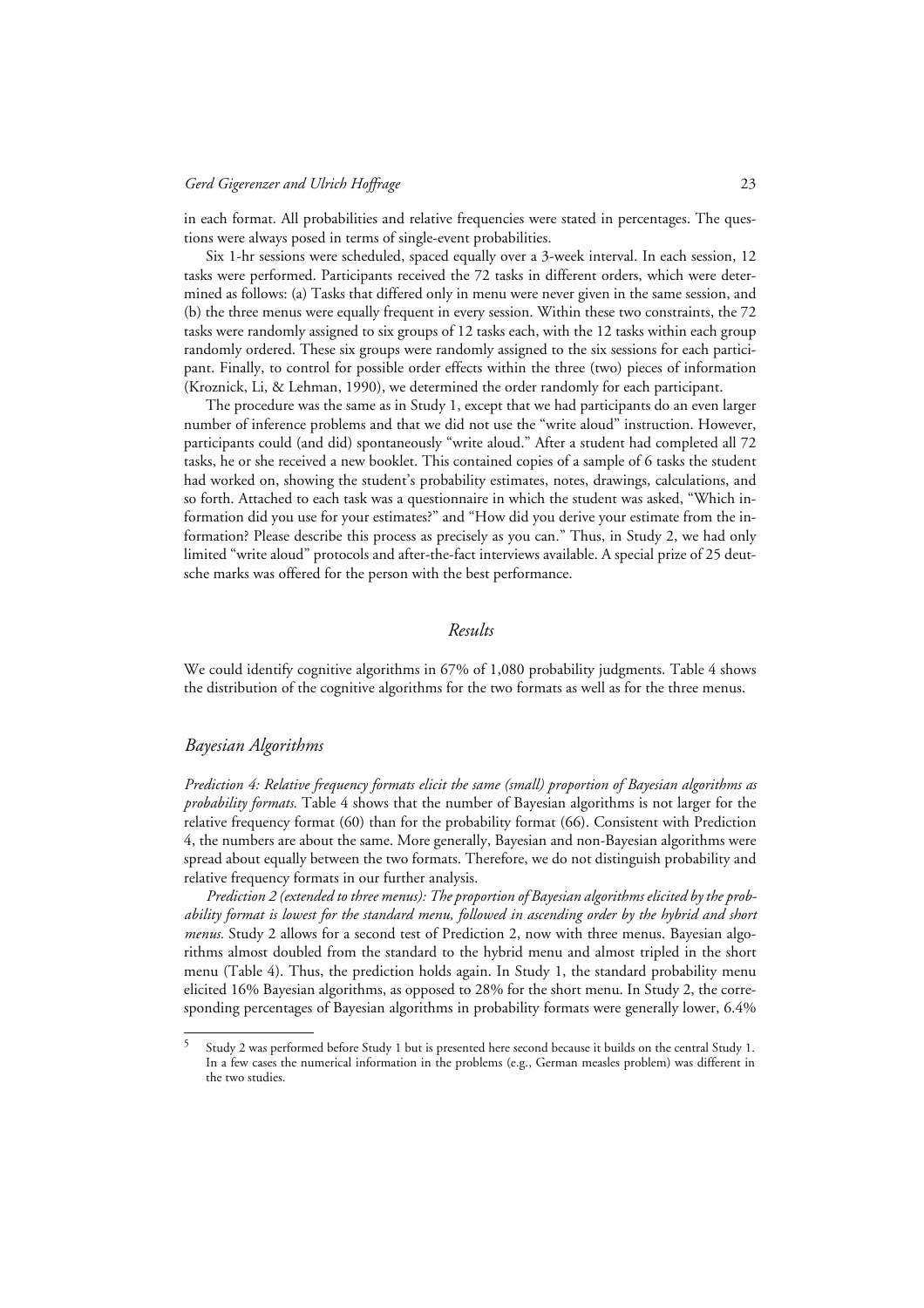in each format. All probabilities and relative frequencies were stated in percentages. The questions were always posed in terms of single-event probabilities.

Six 1-hr sessions were scheduled, spaced equally over a 3-week interval. In each session, 12 tasks were performed. Participants received the 72 tasks in different orders, which were determined as follows: (a) Tasks that differed only in menu were never given in the same session, and (b) the three menus were equally frequent in every session. Within these two constraints, the 72 tasks were randomly assigned to six groups of 12 tasks each, with the 12 tasks within each group randomly ordered. These six groups were randomly assigned to the six sessions for each participant. Finally, to control for possible order effects within the three (two) pieces of information (Kroznick, Li, & Lehman, 1990), we determined the order randomly for each participant.

The procedure was the same as in Study 1, except that we had participants do an even larger number of inference problems and that we did not use the "write aloud" instruction. However, participants could (and did) spontaneously "write aloud." After a student had completed all 72 tasks, he or she received a new booklet. This contained copies of a sample of 6 tasks the student had worked on, showing the student's probability estimates, notes, drawings, calculations, and so forth. Attached to each task was a questionnaire in which the student was asked, "Which information did you use for your estimates?" and "How did you derive your estimate from the information? Please describe this process as precisely as you can." Thus, in Study 2, we had only limited "write aloud" protocols and after-the-fact interviews available. A special prize of 25 deutsche marks was offered for the person with the best performance.

## *Results*

We could identify cognitive algorithms in 67% of 1,080 probability judgments. Table 4 shows the distribution of the cognitive algorithms for the two formats as well as for the three menus.

### *Bayesian Algorithms*

*Prediction 4: Relative frequency formats elicit the same (small) proportion of Bayesian algorithms as probability formats.* Table 4 shows that the number of Bayesian algorithms is not larger for the relative frequency format (60) than for the probability format (66). Consistent with Prediction 4, the numbers are about the same. More generally, Bayesian and non-Bayesian algorithms were spread about equally between the two formats. Therefore, we do not distinguish probability and relative frequency formats in our further analysis.

*Prediction 2 (extended to three menus): The proportion of Bayesian algorithms elicited by the probability format is lowest for the standard menu, followed in ascending order by the hybrid and short menus.* Study 2 allows for a second test of Prediction 2, now with three menus. Bayesian algorithms almost doubled from the standard to the hybrid menu and almost tripled in the short menu (Table 4). Thus, the prediction holds again. In Study 1, the standard probability menu elicited 16% Bayesian algorithms, as opposed to 28% for the short menu. In Study 2, the corresponding percentages of Bayesian algorithms in probability formats were generally lower, 6.4%

---

[5] Study 2 was performed before Study 1 but is presented here second because it builds on the central Study 1. In a few cases the numerical information in the problems (e.g., German measles problem) was different in the two studies.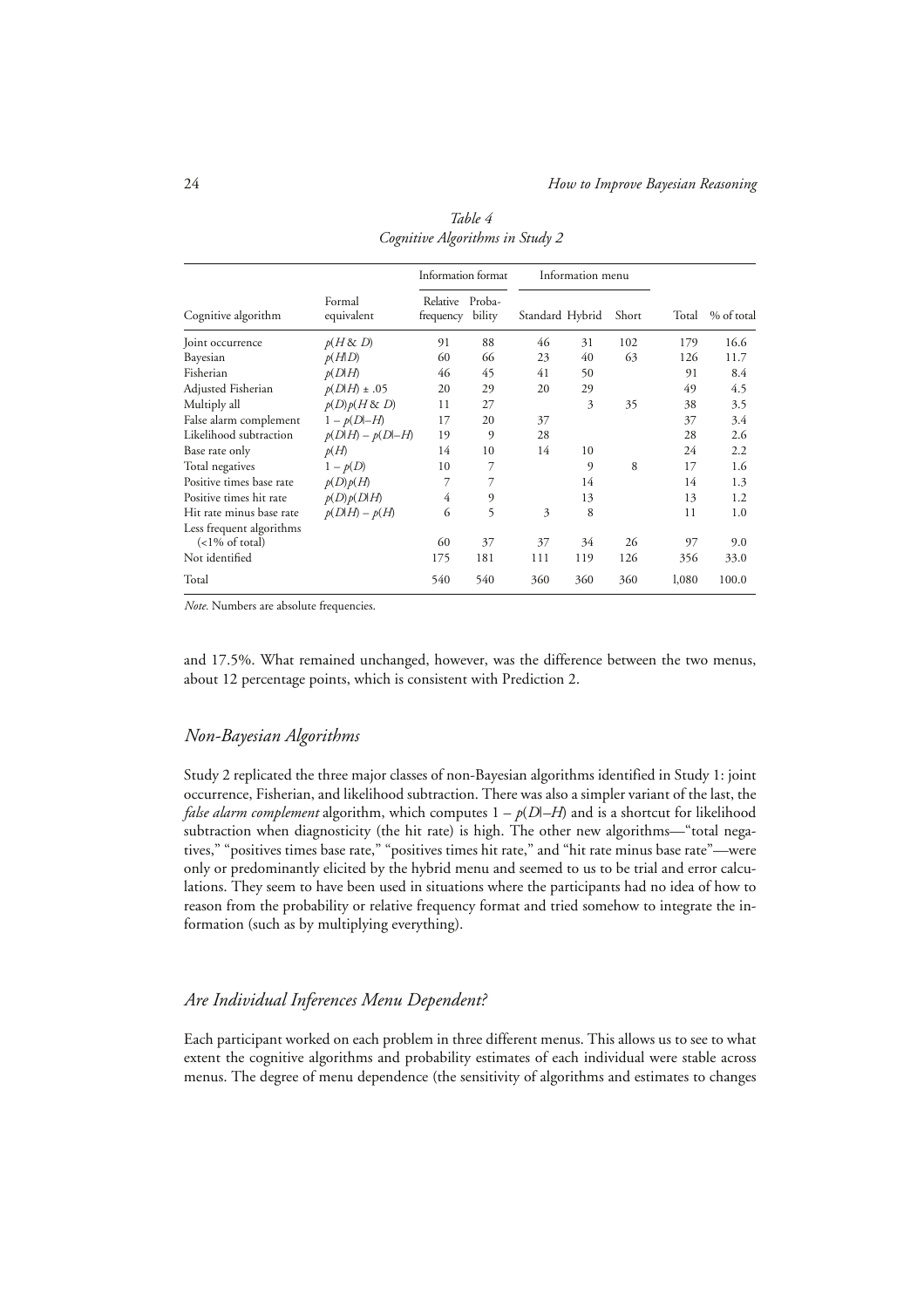*Table 4*
*Cognitive Algorithms in Study 2*

| Cognitive algorithm | Formal equivalent | Information format | | Information menu | | | Total | % of total |
|---|---|---|---|---|---|---|---|---|
| | | Relative frequency | Probability | Standard | Hybrid | Short | | |
| Joint occurrence | $p(H \& D)$ | 91 | 88 | 46 | 31 | 102 | 179 | 16.6 |
| Bayesian | $p(H\|D)$ | 60 | 66 | 23 | 40 | 63 | 126 | 11.7 |
| Fisherian | $p(D\|H)$ | 46 | 45 | 41 | 50 | | 91 | 8.4 |
| Adjusted Fisherian | $p(D\|H) \pm .05$ | 20 | 29 | 20 | 29 | | 49 | 4.5 |
| Multiply all | $p(D)p(H \& D)$ | 11 | 27 | | 3 | 35 | 38 | 3.5 |
| False alarm complement | $1 - p(D\|{-H})$ | 17 | 20 | 37 | | | 37 | 3.4 |
| Likelihood subtraction | $p(D\|H) - p(D\|{-H})$ | 19 | 9 | 28 | | | 28 | 2.6 |
| Base rate only | $p(H)$ | 14 | 10 | 14 | 10 | | 24 | 2.2 |
| Total negatives | $1 - p(D)$ | 10 | 7 | | 9 | 8 | 17 | 1.6 |
| Positive times base rate | $p(D)p(H)$ | 7 | 7 | | 14 | | 14 | 1.3 |
| Positive times hit rate | $p(D)p(D\|H)$ | 4 | 9 | | 13 | | 13 | 1.2 |
| Hit rate minus base rate | $p(D\|H) - p(H)$ | 6 | 5 | 3 | 8 | | 11 | 1.0 |
| Less frequent algorithms (<1% of total) | | 60 | 37 | 37 | 34 | 26 | 97 | 9.0 |
| Not identified | | 175 | 181 | 111 | 119 | 126 | 356 | 33.0 |
| Total | | 540 | 540 | 360 | 360 | 360 | 1,080 | 100.0 |

*Note*. Numbers are absolute frequencies.

and 17.5%. What remained unchanged, however, was the difference between the two menus, about 12 percentage points, which is consistent with Prediction 2.

## *Non-Bayesian Algorithms*

Study 2 replicated the three major classes of non-Bayesian algorithms identified in Study 1: joint occurrence, Fisherian, and likelihood subtraction. There was also a simpler variant of the last, the *false alarm complement* algorithm, which computes $1 - p(D|{-H})$ and is a shortcut for likelihood subtraction when diagnosticity (the hit rate) is high. The other new algorithms—"total negatives," "positives times base rate," "positives times hit rate," and "hit rate minus base rate"—were only or predominantly elicited by the hybrid menu and seemed to us to be trial and error calculations. They seem to have been used in situations where the participants had no idea of how to reason from the probability or relative frequency format and tried somehow to integrate the information (such as by multiplying everything).

## *Are Individual Inferences Menu Dependent?*

Each participant worked on each problem in three different menus. This allows us to see to what extent the cognitive algorithms and probability estimates of each individual were stable across menus. The degree of menu dependence (the sensitivity of algorithms and estimates to changes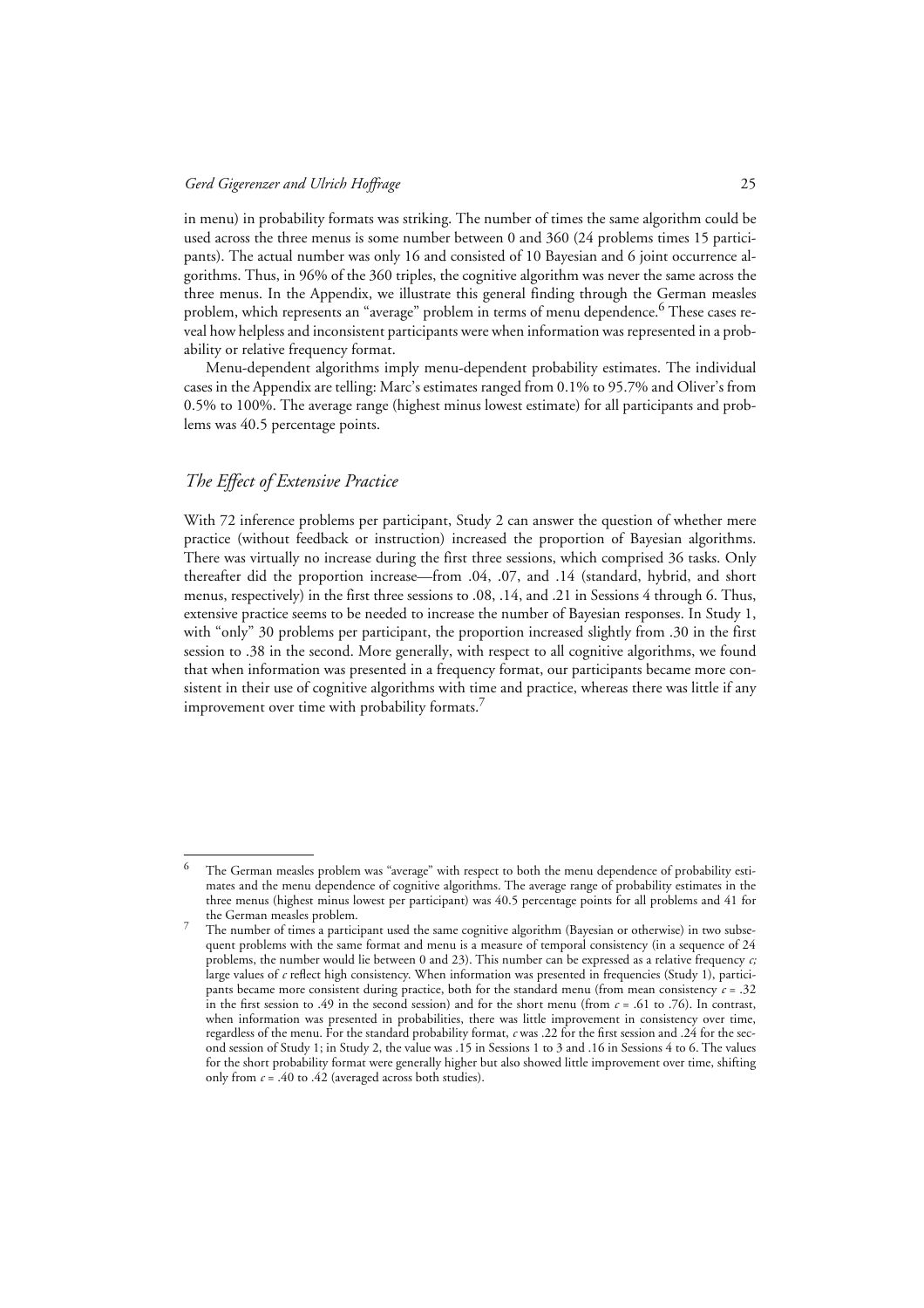in menu) in probability formats was striking. The number of times the same algorithm could be used across the three menus is some number between 0 and 360 (24 problems times 15 participants). The actual number was only 16 and consisted of 10 Bayesian and 6 joint occurrence algorithms. Thus, in 96% of the 360 triples, the cognitive algorithm was never the same across the three menus. In the Appendix, we illustrate this general finding through the German measles problem, which represents an "average" problem in terms of menu dependence.[6] These cases reveal how helpless and inconsistent participants were when information was represented in a probability or relative frequency format.

Menu-dependent algorithms imply menu-dependent probability estimates. The individual cases in the Appendix are telling: Marc's estimates ranged from 0.1% to 95.7% and Oliver's from 0.5% to 100%. The average range (highest minus lowest estimate) for all participants and problems was 40.5 percentage points.

## *The Effect of Extensive Practice*

With 72 inference problems per participant, Study 2 can answer the question of whether mere practice (without feedback or instruction) increased the proportion of Bayesian algorithms. There was virtually no increase during the first three sessions, which comprised 36 tasks. Only thereafter did the proportion increase—from .04, .07, and .14 (standard, hybrid, and short menus, respectively) in the first three sessions to .08, .14, and .21 in Sessions 4 through 6. Thus, extensive practice seems to be needed to increase the number of Bayesian responses. In Study 1, with "only" 30 problems per participant, the proportion increased slightly from .30 in the first session to .38 in the second. More generally, with respect to all cognitive algorithms, we found that when information was presented in a frequency format, our participants became more consistent in their use of cognitive algorithms with time and practice, whereas there was little if any improvement over time with probability formats.[7]

---

[6] The German measles problem was "average" with respect to both the menu dependence of probability estimates and the menu dependence of cognitive algorithms. The average range of probability estimates in the three menus (highest minus lowest per participant) was 40.5 percentage points for all problems and 41 for the German measles problem.

[7] The number of times a participant used the same cognitive algorithm (Bayesian or otherwise) in two subsequent problems with the same format and menu is a measure of temporal consistency (in a sequence of 24 problems, the number would lie between 0 and 23). This number can be expressed as a relative frequency $c$; large values of $c$ reflect high consistency. When information was presented in frequencies (Study 1), participants became more consistent during practice, both for the standard menu (from mean consistency $c = .32$ in the first session to .49 in the second session) and for the short menu (from $c = .61$ to .76). In contrast, when information was presented in probabilities, there was little improvement in consistency over time, regardless of the menu. For the standard probability format, $c$ was .22 for the first session and .24 for the second session of Study 1; in Study 2, the value was .15 in Sessions 1 to 3 and .16 in Sessions 4 to 6. The values for the short probability format were generally higher but also showed little improvement over time, shifting only from $c = .40$ to .42 (averaged across both studies).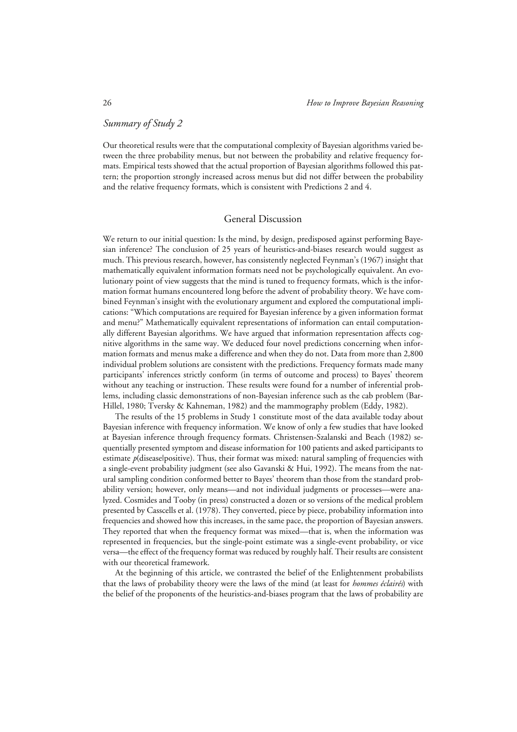### *Summary of Study 2*

Our theoretical results were that the computational complexity of Bayesian algorithms varied between the three probability menus, but not between the probability and relative frequency formats. Empirical tests showed that the actual proportion of Bayesian algorithms followed this pattern; the proportion strongly increased across menus but did not differ between the probability and the relative frequency formats, which is consistent with Predictions 2 and 4.

## General Discussion

We return to our initial question: Is the mind, by design, predisposed against performing Bayesian inference? The conclusion of 25 years of heuristics-and-biases research would suggest as much. This previous research, however, has consistently neglected Feynman's (1967) insight that mathematically equivalent information formats need not be psychologically equivalent. An evolutionary point of view suggests that the mind is tuned to frequency formats, which is the information format humans encountered long before the advent of probability theory. We have combined Feynman's insight with the evolutionary argument and explored the computational implications: "Which computations are required for Bayesian inference by a given information format and menu?" Mathematically equivalent representations of information can entail computationally different Bayesian algorithms. We have argued that information representation affects cognitive algorithms in the same way. We deduced four novel predictions concerning when information formats and menus make a difference and when they do not. Data from more than 2,800 individual problem solutions are consistent with the predictions. Frequency formats made many participants' inferences strictly conform (in terms of outcome and process) to Bayes' theorem without any teaching or instruction. These results were found for a number of inferential problems, including classic demonstrations of non-Bayesian inference such as the cab problem (Bar-Hillel, 1980; Tversky & Kahneman, 1982) and the mammography problem (Eddy, 1982).

The results of the 15 problems in Study 1 constitute most of the data available today about Bayesian inference with frequency information. We know of only a few studies that have looked at Bayesian inference through frequency formats. Christensen-Szalanski and Beach (1982) sequentially presented symptom and disease information for 100 patients and asked participants to estimate *p*(disease|positive). Thus, their format was mixed: natural sampling of frequencies with a single-event probability judgment (see also Gavanski & Hui, 1992). The means from the natural sampling condition conformed better to Bayes' theorem than those from the standard probability version; however, only means—and not individual judgments or processes—were analyzed. Cosmides and Tooby (in press) constructed a dozen or so versions of the medical problem presented by Casscells et al. (1978). They converted, piece by piece, probability information into frequencies and showed how this increases, in the same pace, the proportion of Bayesian answers. They reported that when the frequency format was mixed—that is, when the information was represented in frequencies, but the single-point estimate was a single-event probability, or vice versa—the effect of the frequency format was reduced by roughly half. Their results are consistent with our theoretical framework.

At the beginning of this article, we contrasted the belief of the Enlightenment probabilists that the laws of probability theory were the laws of the mind (at least for *hommes éclairés*) with the belief of the proponents of the heuristics-and-biases program that the laws of probability are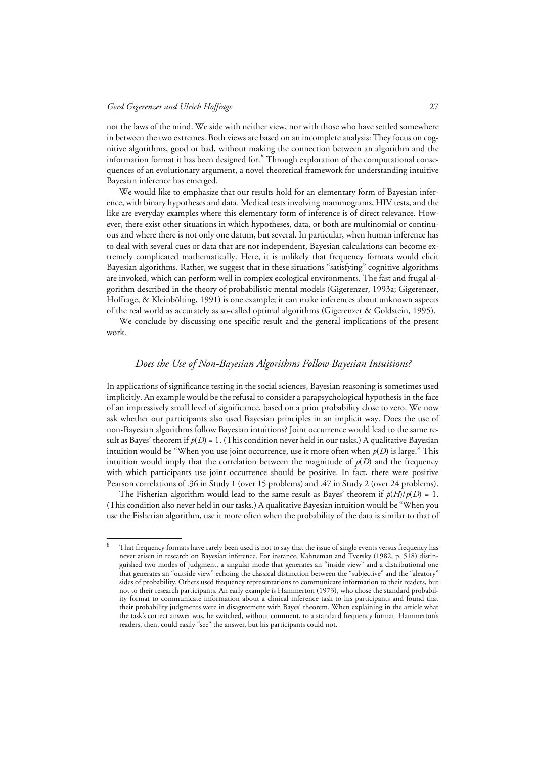not the laws of the mind. We side with neither view, nor with those who have settled somewhere in between the two extremes. Both views are based on an incomplete analysis: They focus on cognitive algorithms, good or bad, without making the connection between an algorithm and the information format it has been designed for.[8] Through exploration of the computational consequences of an evolutionary argument, a novel theoretical framework for understanding intuitive Bayesian inference has emerged.

We would like to emphasize that our results hold for an elementary form of Bayesian inference, with binary hypotheses and data. Medical tests involving mammograms, HIV tests, and the like are everyday examples where this elementary form of inference is of direct relevance. However, there exist other situations in which hypotheses, data, or both are multinomial or continuous and where there is not only one datum, but several. In particular, when human inference has to deal with several cues or data that are not independent, Bayesian calculations can become extremely complicated mathematically. Here, it is unlikely that frequency formats would elicit Bayesian algorithms. Rather, we suggest that in these situations "satisfying" cognitive algorithms are invoked, which can perform well in complex ecological environments. The fast and frugal algorithm described in the theory of probabilistic mental models (Gigerenzer, 1993a; Gigerenzer, Hoffrage, & Kleinbölting, 1991) is one example; it can make inferences about unknown aspects of the real world as accurately as so-called optimal algorithms (Gigerenzer & Goldstein, 1995).

We conclude by discussing one specific result and the general implications of the present work.

### *Does the Use of Non-Bayesian Algorithms Follow Bayesian Intuitions?*

In applications of significance testing in the social sciences, Bayesian reasoning is sometimes used implicitly. An example would be the refusal to consider a parapsychological hypothesis in the face of an impressively small level of significance, based on a prior probability close to zero. We now ask whether our participants also used Bayesian principles in an implicit way. Does the use of non-Bayesian algorithms follow Bayesian intuitions? Joint occurrence would lead to the same result as Bayes' theorem if $p(D) = 1$. (This condition never held in our tasks.) A qualitative Bayesian intuition would be "When you use joint occurrence, use it more often when $p(D)$ is large." This intuition would imply that the correlation between the magnitude of $p(D)$ and the frequency with which participants use joint occurrence should be positive. In fact, there were positive Pearson correlations of .36 in Study 1 (over 15 problems) and .47 in Study 2 (over 24 problems).

The Fisherian algorithm would lead to the same result as Bayes' theorem if $p(H)/p(D) = 1$. (This condition also never held in our tasks.) A qualitative Bayesian intuition would be "When you use the Fisherian algorithm, use it more often when the probability of the data is similar to that of

---

[8] That frequency formats have rarely been used is not to say that the issue of single events versus frequency has never arisen in research on Bayesian inference. For instance, Kahneman and Tversky (1982, p. 518) distinguished two modes of judgment, a singular mode that generates an "inside view" and a distributional one that generates an "outside view" echoing the classical distinction between the "subjective" and the "aleatory" sides of probability. Others used frequency representations to communicate information to their readers, but not to their research participants. An early example is Hammerton (1973), who chose the standard probability format to communicate information about a clinical inference task to his participants and found that their probability judgments were in disagreement with Bayes' theorem. When explaining in the article what the task's correct answer was, he switched, without comment, to a standard frequency format. Hammerton's readers, then, could easily "see" the answer, but his participants could not.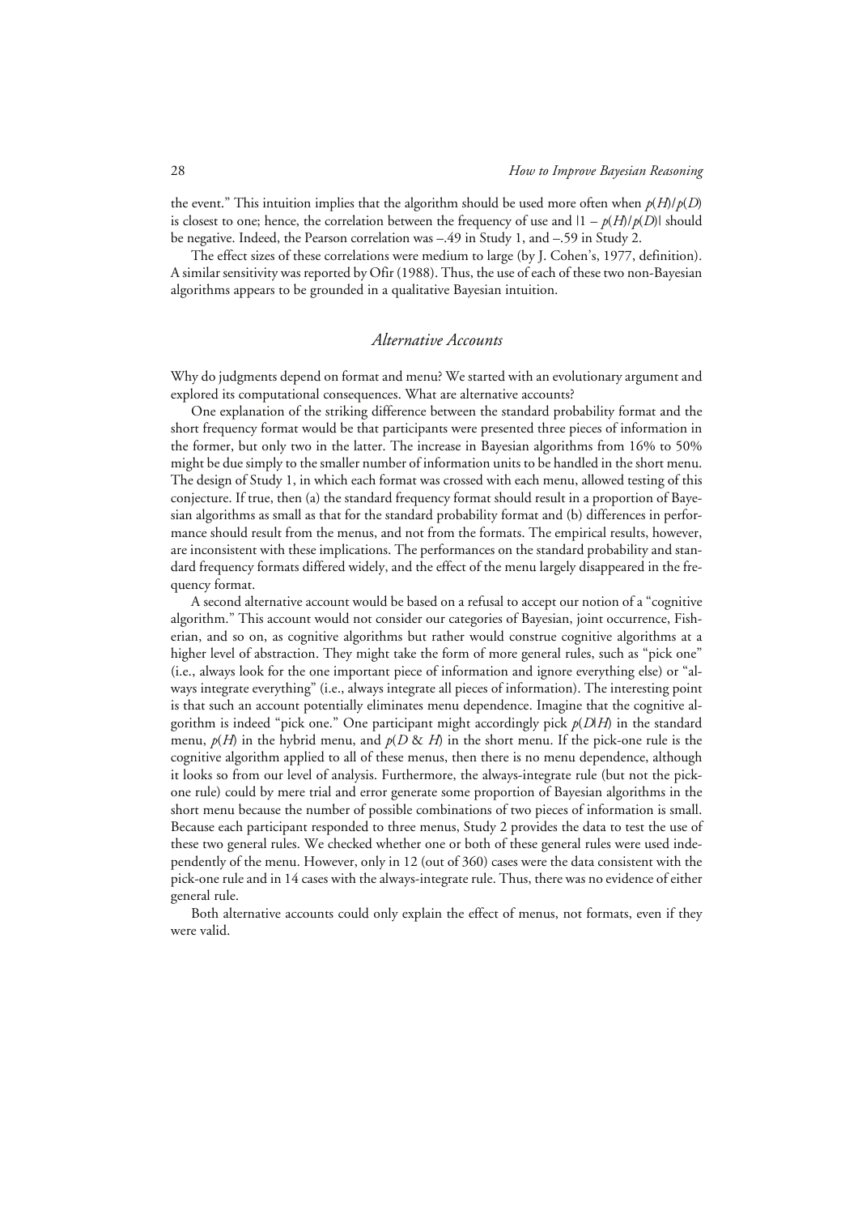the event." This intuition implies that the algorithm should be used more often when $p(H)/p(D)$ is closest to one; hence, the correlation between the frequency of use and $|1 - p(H)/p(D)|$ should be negative. Indeed, the Pearson correlation was –.49 in Study 1, and –.59 in Study 2.

The effect sizes of these correlations were medium to large (by J. Cohen's, 1977, definition). A similar sensitivity was reported by Ofir (1988). Thus, the use of each of these two non-Bayesian algorithms appears to be grounded in a qualitative Bayesian intuition.

## *Alternative Accounts*

Why do judgments depend on format and menu? We started with an evolutionary argument and explored its computational consequences. What are alternative accounts?

One explanation of the striking difference between the standard probability format and the short frequency format would be that participants were presented three pieces of information in the former, but only two in the latter. The increase in Bayesian algorithms from 16% to 50% might be due simply to the smaller number of information units to be handled in the short menu. The design of Study 1, in which each format was crossed with each menu, allowed testing of this conjecture. If true, then (a) the standard frequency format should result in a proportion of Bayesian algorithms as small as that for the standard probability format and (b) differences in performance should result from the menus, and not from the formats. The empirical results, however, are inconsistent with these implications. The performances on the standard probability and standard frequency formats differed widely, and the effect of the menu largely disappeared in the frequency format.

A second alternative account would be based on a refusal to accept our notion of a "cognitive algorithm." This account would not consider our categories of Bayesian, joint occurrence, Fisherian, and so on, as cognitive algorithms but rather would construe cognitive algorithms at a higher level of abstraction. They might take the form of more general rules, such as "pick one" (i.e., always look for the one important piece of information and ignore everything else) or "always integrate everything" (i.e., always integrate all pieces of information). The interesting point is that such an account potentially eliminates menu dependence. Imagine that the cognitive algorithm is indeed "pick one." One participant might accordingly pick $p(D|H)$ in the standard menu, $p(H)$ in the hybrid menu, and $p(D \,\&\, H)$ in the short menu. If the pick-one rule is the cognitive algorithm applied to all of these menus, then there is no menu dependence, although it looks so from our level of analysis. Furthermore, the always-integrate rule (but not the pick-one rule) could by mere trial and error generate some proportion of Bayesian algorithms in the short menu because the number of possible combinations of two pieces of information is small. Because each participant responded to three menus, Study 2 provides the data to test the use of these two general rules. We checked whether one or both of these general rules were used independently of the menu. However, only in 12 (out of 360) cases were the data consistent with the pick-one rule and in 14 cases with the always-integrate rule. Thus, there was no evidence of either general rule.

Both alternative accounts could only explain the effect of menus, not formats, even if they were valid.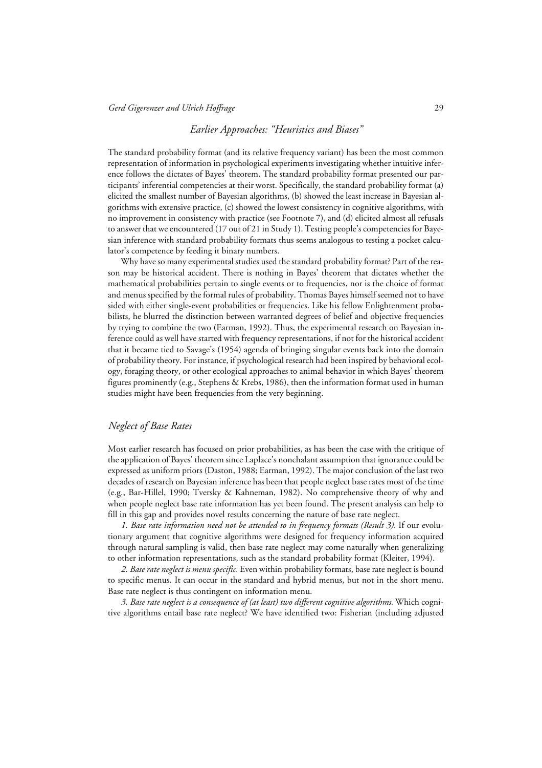## *Earlier Approaches: "Heuristics and Biases"*

The standard probability format (and its relative frequency variant) has been the most common representation of information in psychological experiments investigating whether intuitive inference follows the dictates of Bayes' theorem. The standard probability format presented our participants' inferential competencies at their worst. Specifically, the standard probability format (a) elicited the smallest number of Bayesian algorithms, (b) showed the least increase in Bayesian algorithms with extensive practice, (c) showed the lowest consistency in cognitive algorithms, with no improvement in consistency with practice (see Footnote 7), and (d) elicited almost all refusals to answer that we encountered (17 out of 21 in Study 1). Testing people's competencies for Bayesian inference with standard probability formats thus seems analogous to testing a pocket calculator's competence by feeding it binary numbers.

Why have so many experimental studies used the standard probability format? Part of the reason may be historical accident. There is nothing in Bayes' theorem that dictates whether the mathematical probabilities pertain to single events or to frequencies, nor is the choice of format and menus specified by the formal rules of probability. Thomas Bayes himself seemed not to have sided with either single-event probabilities or frequencies. Like his fellow Enlightenment probabilists, he blurred the distinction between warranted degrees of belief and objective frequencies by trying to combine the two (Earman, 1992). Thus, the experimental research on Bayesian inference could as well have started with frequency representations, if not for the historical accident that it became tied to Savage's (1954) agenda of bringing singular events back into the domain of probability theory. For instance, if psychological research had been inspired by behavioral ecology, foraging theory, or other ecological approaches to animal behavior in which Bayes' theorem figures prominently (e.g., Stephens & Krebs, 1986), then the information format used in human studies might have been frequencies from the very beginning.

## *Neglect of Base Rates*

Most earlier research has focused on prior probabilities, as has been the case with the critique of the application of Bayes' theorem since Laplace's nonchalant assumption that ignorance could be expressed as uniform priors (Daston, 1988; Earman, 1992). The major conclusion of the last two decades of research on Bayesian inference has been that people neglect base rates most of the time (e.g., Bar-Hillel, 1990; Tversky & Kahneman, 1982). No comprehensive theory of why and when people neglect base rate information has yet been found. The present analysis can help to fill in this gap and provides novel results concerning the nature of base rate neglect.

*1. Base rate information need not be attended to in frequency formats (Result 3).* If our evolutionary argument that cognitive algorithms were designed for frequency information acquired through natural sampling is valid, then base rate neglect may come naturally when generalizing to other information representations, such as the standard probability format (Kleiter, 1994).

*2. Base rate neglect is menu specific.* Even within probability formats, base rate neglect is bound to specific menus. It can occur in the standard and hybrid menus, but not in the short menu. Base rate neglect is thus contingent on information menu.

*3. Base rate neglect is a consequence of (at least) two different cognitive algorithms.* Which cognitive algorithms entail base rate neglect? We have identified two: Fisherian (including adjusted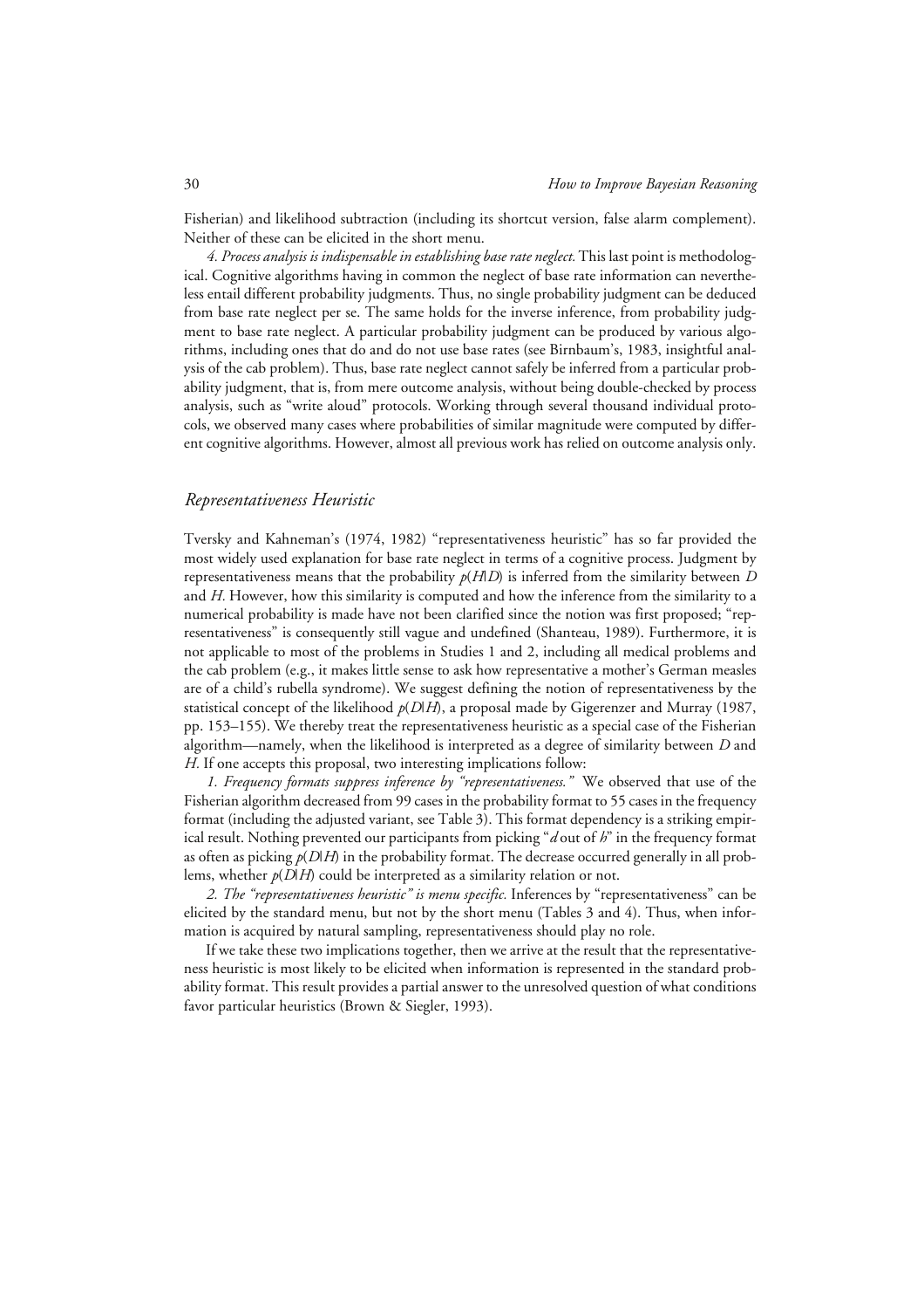Fisherian) and likelihood subtraction (including its shortcut version, false alarm complement). Neither of these can be elicited in the short menu.

*4. Process analysis is indispensable in establishing base rate neglect.* This last point is methodological. Cognitive algorithms having in common the neglect of base rate information can nevertheless entail different probability judgments. Thus, no single probability judgment can be deduced from base rate neglect per se. The same holds for the inverse inference, from probability judgment to base rate neglect. A particular probability judgment can be produced by various algorithms, including ones that do and do not use base rates (see Birnbaum's, 1983, insightful analysis of the cab problem). Thus, base rate neglect cannot safely be inferred from a particular probability judgment, that is, from mere outcome analysis, without being double-checked by process analysis, such as "write aloud" protocols. Working through several thousand individual protocols, we observed many cases where probabilities of similar magnitude were computed by different cognitive algorithms. However, almost all previous work has relied on outcome analysis only.

## *Representativeness Heuristic*

Tversky and Kahneman's (1974, 1982) "representativeness heuristic" has so far provided the most widely used explanation for base rate neglect in terms of a cognitive process. Judgment by representativeness means that the probability $p(H|D)$ is inferred from the similarity between $D$ and $H$. However, how this similarity is computed and how the inference from the similarity to a numerical probability is made have not been clarified since the notion was first proposed; "representativeness" is consequently still vague and undefined (Shanteau, 1989). Furthermore, it is not applicable to most of the problems in Studies 1 and 2, including all medical problems and the cab problem (e.g., it makes little sense to ask how representative a mother's German measles are of a child's rubella syndrome). We suggest defining the notion of representativeness by the statistical concept of the likelihood $p(D|H)$, a proposal made by Gigerenzer and Murray (1987, pp. 153–155). We thereby treat the representativeness heuristic as a special case of the Fisherian algorithm—namely, when the likelihood is interpreted as a degree of similarity between $D$ and $H$. If one accepts this proposal, two interesting implications follow:

*1. Frequency formats suppress inference by "representativeness."* We observed that use of the Fisherian algorithm decreased from 99 cases in the probability format to 55 cases in the frequency format (including the adjusted variant, see Table 3). This format dependency is a striking empirical result. Nothing prevented our participants from picking "$d$ out of $h$" in the frequency format as often as picking $p(D|H)$ in the probability format. The decrease occurred generally in all problems, whether $p(D|H)$ could be interpreted as a similarity relation or not.

*2. The "representativeness heuristic" is menu specific.* Inferences by "representativeness" can be elicited by the standard menu, but not by the short menu (Tables 3 and 4). Thus, when information is acquired by natural sampling, representativeness should play no role.

If we take these two implications together, then we arrive at the result that the representativeness heuristic is most likely to be elicited when information is represented in the standard probability format. This result provides a partial answer to the unresolved question of what conditions favor particular heuristics (Brown & Siegler, 1993).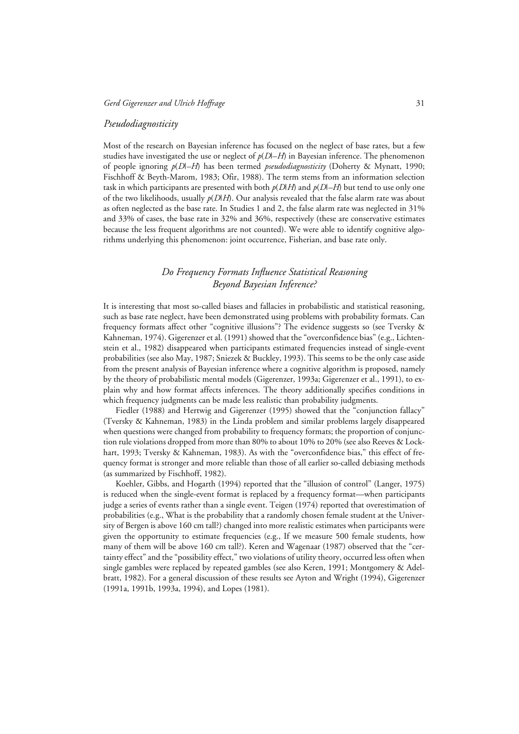### *Pseudodiagnosticity*

Most of the research on Bayesian inference has focused on the neglect of base rates, but a few studies have investigated the use or neglect of $p(D|-H)$ in Bayesian inference. The phenomenon of people ignoring $p(D|-H)$ has been termed *pseudodiagnosticity* (Doherty & Mynatt, 1990; Fischhoff & Beyth-Marom, 1983; Ofir, 1988). The term stems from an information selection task in which participants are presented with both $p(D|H)$ and $p(D|-H)$ but tend to use only one of the two likelihoods, usually $p(D|H)$. Our analysis revealed that the false alarm rate was about as often neglected as the base rate. In Studies 1 and 2, the false alarm rate was neglected in 31% and 33% of cases, the base rate in 32% and 36%, respectively (these are conservative estimates because the less frequent algorithms are not counted). We were able to identify cognitive algorithms underlying this phenomenon: joint occurrence, Fisherian, and base rate only.

## *Do Frequency Formats Influence Statistical Reasoning Beyond Bayesian Inference?*

It is interesting that most so-called biases and fallacies in probabilistic and statistical reasoning, such as base rate neglect, have been demonstrated using problems with probability formats. Can frequency formats affect other "cognitive illusions"? The evidence suggests so (see Tversky & Kahneman, 1974). Gigerenzer et al. (1991) showed that the "overconfidence bias" (e.g., Lichtenstein et al., 1982) disappeared when participants estimated frequencies instead of single-event probabilities (see also May, 1987; Sniezek & Buckley, 1993). This seems to be the only case aside from the present analysis of Bayesian inference where a cognitive algorithm is proposed, namely by the theory of probabilistic mental models (Gigerenzer, 1993a; Gigerenzer et al., 1991), to explain why and how format affects inferences. The theory additionally specifies conditions in which frequency judgments can be made less realistic than probability judgments.

Fiedler (1988) and Hertwig and Gigerenzer (1995) showed that the "conjunction fallacy" (Tversky & Kahneman, 1983) in the Linda problem and similar problems largely disappeared when questions were changed from probability to frequency formats; the proportion of conjunction rule violations dropped from more than 80% to about 10% to 20% (see also Reeves & Lockhart, 1993; Tversky & Kahneman, 1983). As with the "overconfidence bias," this effect of frequency format is stronger and more reliable than those of all earlier so-called debiasing methods (as summarized by Fischhoff, 1982).

Koehler, Gibbs, and Hogarth (1994) reported that the "illusion of control" (Langer, 1975) is reduced when the single-event format is replaced by a frequency format—when participants judge a series of events rather than a single event. Teigen (1974) reported that overestimation of probabilities (e.g., What is the probability that a randomly chosen female student at the University of Bergen is above 160 cm tall?) changed into more realistic estimates when participants were given the opportunity to estimate frequencies (e.g., If we measure 500 female students, how many of them will be above 160 cm tall?). Keren and Wagenaar (1987) observed that the "certainty effect" and the "possibility effect," two violations of utility theory, occurred less often when single gambles were replaced by repeated gambles (see also Keren, 1991; Montgomery & Adelbratt, 1982). For a general discussion of these results see Ayton and Wright (1994), Gigerenzer (1991a, 1991b, 1993a, 1994), and Lopes (1981).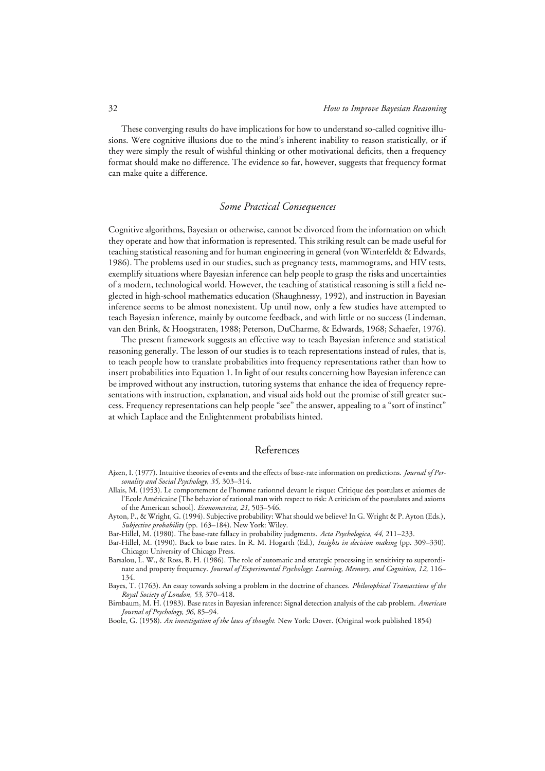These converging results do have implications for how to understand so-called cognitive illusions. Were cognitive illusions due to the mind's inherent inability to reason statistically, or if they were simply the result of wishful thinking or other motivational deficits, then a frequency format should make no difference. The evidence so far, however, suggests that frequency format can make quite a difference.

## *Some Practical Consequences*

Cognitive algorithms, Bayesian or otherwise, cannot be divorced from the information on which they operate and how that information is represented. This striking result can be made useful for teaching statistical reasoning and for human engineering in general (von Winterfeldt & Edwards, 1986). The problems used in our studies, such as pregnancy tests, mammograms, and HIV tests, exemplify situations where Bayesian inference can help people to grasp the risks and uncertainties of a modern, technological world. However, the teaching of statistical reasoning is still a field neglected in high-school mathematics education (Shaughnessy, 1992), and instruction in Bayesian inference seems to be almost nonexistent. Up until now, only a few studies have attempted to teach Bayesian inference, mainly by outcome feedback, and with little or no success (Lindeman, van den Brink, & Hoogstraten, 1988; Peterson, DuCharme, & Edwards, 1968; Schaefer, 1976).

The present framework suggests an effective way to teach Bayesian inference and statistical reasoning generally. The lesson of our studies is to teach representations instead of rules, that is, to teach people how to translate probabilities into frequency representations rather than how to insert probabilities into Equation 1. In light of our results concerning how Bayesian inference can be improved without any instruction, tutoring systems that enhance the idea of frequency representations with instruction, explanation, and visual aids hold out the promise of still greater success. Frequency representations can help people "see" the answer, appealing to a "sort of instinct" at which Laplace and the Enlightenment probabilists hinted.

## References

Ajzen, I. (1977). Intuitive theories of events and the effects of base-rate information on predictions. *Journal of Personality and Social Psychology, 35,* 303–314.

Allais, M. (1953). Le comportement de l'homme rationnel devant le risque: Critique des postulats et axiomes de l'Ecole Américaine [The behavior of rational man with respect to risk: A criticism of the postulates and axioms of the American school]. *Econometrica, 21,* 503–546.

Ayton, P., & Wright, G. (1994). Subjective probability: What should we believe? In G. Wright & P. Ayton (Eds.), *Subjective probability* (pp. 163–184). New York: Wiley.

Bar-Hillel, M. (1980). The base-rate fallacy in probability judgments. *Acta Psychologica, 44,* 211–233.

Bar-Hillel, M. (1990). Back to base rates. In R. M. Hogarth (Ed.), *Insights in decision making* (pp. 309–330). Chicago: University of Chicago Press.

Barsalou, L. W., & Ross, B. H. (1986). The role of automatic and strategic processing in sensitivity to superordinate and property frequency. *Journal of Experimental Psychology: Learning, Memory, and Cognition, 12,* 116–134.

Bayes, T. (1763). An essay towards solving a problem in the doctrine of chances. *Philosophical Transactions of the Royal Society of London, 53,* 370–418.

Birnbaum, M. H. (1983). Base rates in Bayesian inference: Signal detection analysis of the cab problem. *American Journal of Psychology, 96,* 85–94.

Boole, G. (1958). *An investigation of the laws of thought.* New York: Dover. (Original work published 1854)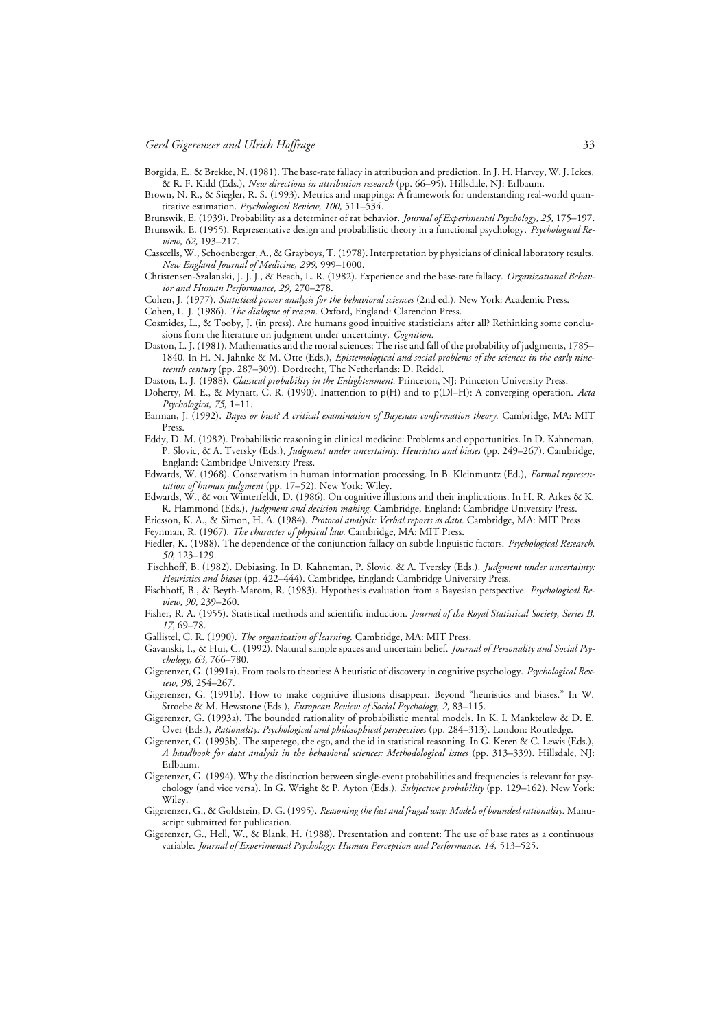Borgida, E., & Brekke, N. (1981). The base-rate fallacy in attribution and prediction. In J. H. Harvey, W. J. Ickes, & R. F. Kidd (Eds.), *New directions in attribution research* (pp. 66–95). Hillsdale, NJ: Erlbaum.

Brown, N. R., & Siegler, R. S. (1993). Metrics and mappings: A framework for understanding real-world quantitative estimation. *Psychological Review, 100,* 511–534.

Brunswik, E. (1939). Probability as a determiner of rat behavior. *Journal of Experimental Psychology, 25,* 175–197.

Brunswik, E. (1955). Representative design and probabilistic theory in a functional psychology. *Psychological Review, 62,* 193–217.

Casscells, W., Schoenberger, A., & Grayboys, T. (1978). Interpretation by physicians of clinical laboratory results. *New England Journal of Medicine, 299,* 999–1000.

Christensen-Szalanski, J. J. J., & Beach, L. R. (1982). Experience and the base-rate fallacy. *Organizational Behavior and Human Performance, 29,* 270–278.

Cohen, J. (1977). *Statistical power analysis for the behavioral sciences* (2nd ed.). New York: Academic Press.

Cohen, L. J. (1986). *The dialogue of reason.* Oxford, England: Clarendon Press.

Cosmides, L., & Tooby, J. (in press). Are humans good intuitive statisticians after all? Rethinking some conclusions from the literature on judgment under uncertainty. *Cognition.*

Daston, L. J. (1981). Mathematics and the moral sciences: The rise and fall of the probability of judgments, 1785–1840. In H. N. Jahnke & M. Otte (Eds.), *Epistemological and social problems of the sciences in the early nineteenth century* (pp. 287–309). Dordrecht, The Netherlands: D. Reidel.

Daston, L. J. (1988). *Classical probability in the Enlightenment.* Princeton, NJ: Princeton University Press.

Doherty, M. E., & Mynatt, C. R. (1990). Inattention to p(H) and to p(D|–H): A converging operation. *Acta Psychologica, 75,* 1–11.

Earman, J. (1992). *Bayes or bust? A critical examination of Bayesian confirmation theory.* Cambridge, MA: MIT Press.

Eddy, D. M. (1982). Probabilistic reasoning in clinical medicine: Problems and opportunities. In D. Kahneman, P. Slovic, & A. Tversky (Eds.), *Judgment under uncertainty: Heuristics and biases* (pp. 249–267). Cambridge, England: Cambridge University Press.

Edwards, W. (1968). Conservatism in human information processing. In B. Kleinmuntz (Ed.), *Formal representation of human judgment* (pp. 17–52). New York: Wiley.

Edwards, W., & von Winterfeldt, D. (1986). On cognitive illusions and their implications. In H. R. Arkes & K. R. Hammond (Eds.), *Judgment and decision making.* Cambridge, England: Cambridge University Press.

Ericsson, K. A., & Simon, H. A. (1984). *Protocol analysis: Verbal reports as data.* Cambridge, MA: MIT Press.

Feynman, R. (1967). *The character of physical law.* Cambridge, MA: MIT Press.

Fiedler, K. (1988). The dependence of the conjunction fallacy on subtle linguistic factors. *Psychological Research, 50,* 123–129.

Fischhoff, B. (1982). Debiasing. In D. Kahneman, P. Slovic, & A. Tversky (Eds.), *Judgment under uncertainty: Heuristics and biases* (pp. 422–444). Cambridge, England: Cambridge University Press.

Fischhoff, B., & Beyth-Marom, R. (1983). Hypothesis evaluation from a Bayesian perspective. *Psychological Review, 90,* 239–260.

Fisher, R. A. (1955). Statistical methods and scientific induction. *Journal of the Royal Statistical Society, Series B, 17,* 69–78.

Gallistel, C. R. (1990). *The organization of learning.* Cambridge, MA: MIT Press.

Gavanski, I., & Hui, C. (1992). Natural sample spaces and uncertain belief. *Journal of Personality and Social Psychology, 63,* 766–780.

Gigerenzer, G. (1991a). From tools to theories: A heuristic of discovery in cognitive psychology. *Psychological Review, 98,* 254–267.

Gigerenzer, G. (1991b). How to make cognitive illusions disappear. Beyond "heuristics and biases." In W. Stroebe & M. Hewstone (Eds.), *European Review of Social Psychology, 2,* 83–115.

Gigerenzer, G. (1993a). The bounded rationality of probabilistic mental models. In K. I. Manktelow & D. E. Over (Eds.), *Rationality: Psychological and philosophical perspectives* (pp. 284–313). London: Routledge.

Gigerenzer, G. (1993b). The superego, the ego, and the id in statistical reasoning. In G. Keren & C. Lewis (Eds.), *A handbook for data analysis in the behavioral sciences: Methodological issues* (pp. 313–339). Hillsdale, NJ: Erlbaum.

Gigerenzer, G. (1994). Why the distinction between single-event probabilities and frequencies is relevant for psychology (and vice versa). In G. Wright & P. Ayton (Eds.), *Subjective probability* (pp. 129–162). New York: Wiley.

Gigerenzer, G., & Goldstein, D. G. (1995). *Reasoning the fast and frugal way: Models of bounded rationality.* Manuscript submitted for publication.

Gigerenzer, G., Hell, W., & Blank, H. (1988). Presentation and content: The use of base rates as a continuous variable. *Journal of Experimental Psychology: Human Perception and Performance, 14,* 513–525.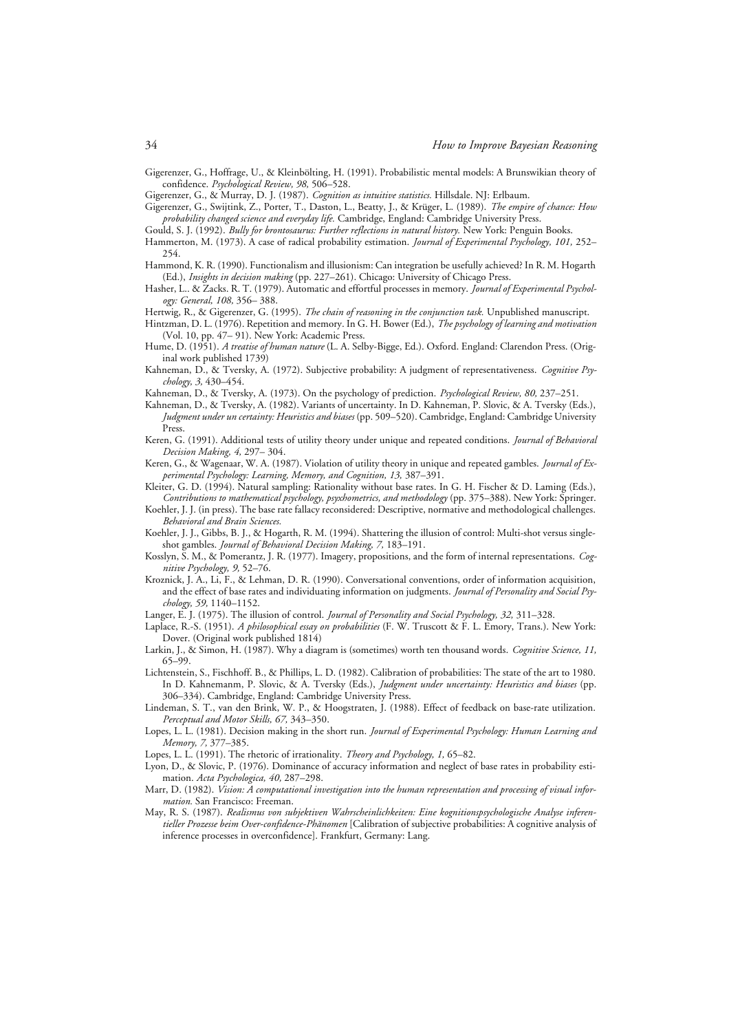Gigerenzer, G., Hoffrage, U., & Kleinbölting, H. (1991). Probabilistic mental models: A Brunswikian theory of confidence. *Psychological Review, 98,* 506–528.

Gigerenzer, G., & Murray, D. J. (1987). *Cognition as intuitive statistics.* Hillsdale. NJ: Erlbaum.

Gigerenzer, G., Swijtink, Z., Porter, T., Daston, L., Beatty, J., & Krüger, L. (1989). *The empire of chance: How probability changed science and everyday life.* Cambridge, England: Cambridge University Press.

Gould, S. J. (1992). *Bully for brontosaurus: Further reflections in natural history.* New York: Penguin Books.

Hammerton, M. (1973). A case of radical probability estimation. *Journal of Experimental Psychology, 101,* 252–254.

Hammond, K. R. (1990). Functionalism and illusionism: Can integration be usefully achieved? In R. M. Hogarth (Ed.), *Insights in decision making* (pp. 227–261). Chicago: University of Chicago Press.

Hasher, L.. & Zacks. R. T. (1979). Automatic and effortful processes in memory. *Journal of Experimental Psychology: General, 108,* 356– 388.

Hertwig, R., & Gigerenzer, G. (1995). *The chain of reasoning in the conjunction task.* Unpublished manuscript.

Hintzman, D. L. (1976). Repetition and memory. In G. H. Bower (Ed.), *The psychology of learning and motivation* (Vol. 10, pp. 47– 91). New York: Academic Press.

Hume, D. (1951). *A treatise of human nature* (L. A. Selby-Bigge, Ed.). Oxford. England: Clarendon Press. (Original work published 1739)

Kahneman, D., & Tversky, A. (1972). Subjective probability: A judgment of representativeness. *Cognitive Psychology, 3,* 430–454.

Kahneman, D., & Tversky, A. (1973). On the psychology of prediction. *Psychological Review, 80,* 237–251.

Kahneman, D., & Tversky, A. (1982). Variants of uncertainty. In D. Kahneman, P. Slovic, & A. Tversky (Eds.), *Judgment under un certainty: Heuristics and biases* (pp. 509–520). Cambridge, England: Cambridge University Press.

Keren, G. (1991). Additional tests of utility theory under unique and repeated conditions. *Journal of Behavioral Decision Making, 4,* 297– 304.

Keren, G., & Wagenaar, W. A. (1987). Violation of utility theory in unique and repeated gambles. *Journal of Experimental Psychology: Learning, Memory, and Cognition, 13,* 387–391.

Kleiter, G. D. (1994). Natural sampling: Rationality without base rates. In G. H. Fischer & D. Laming (Eds.), *Contributions to mathematical psychology, psychometrics, and methodology* (pp. 375–388). New York: Springer.

Koehler, J. J. (in press). The base rate fallacy reconsidered: Descriptive, normative and methodological challenges. *Behavioral and Brain Sciences.*

Koehler, J. J., Gibbs, B. J., & Hogarth, R. M. (1994). Shattering the illusion of control: Multi-shot versus single-shot gambles. *Journal of Behavioral Decision Making, 7,* 183–191.

Kosslyn, S. M., & Pomerantz, J. R. (1977). Imagery, propositions, and the form of internal representations. *Cognitive Psychology, 9,* 52–76.

Kroznick, J. A., Li, F., & Lehman, D. R. (1990). Conversational conventions, order of information acquisition, and the effect of base rates and individuating information on judgments. *Journal of Personality and Social Psychology, 59,* 1140–1152.

Langer, E. J. (1975). The illusion of control. *Journal of Personality and Social Psychology, 32,* 311–328.

Laplace, R.-S. (1951). *A philosophical essay on probabilities* (F. W. Truscott & F. L. Emory, Trans.). New York: Dover. (Original work published 1814)

Larkin, J., & Simon, H. (1987). Why a diagram is (sometimes) worth ten thousand words. *Cognitive Science, 11,* 65–99.

Lichtenstein, S., Fischhoff. B., & Phillips, L. D. (1982). Calibration of probabilities: The state of the art to 1980. In D. Kahnemanm, P. Slovic, & A. Tversky (Eds.), *Judgment under uncertainty: Heuristics and biases* (pp. 306–334). Cambridge, England: Cambridge University Press.

Lindeman, S. T., van den Brink, W. P., & Hoogstraten, J. (1988). Effect of feedback on base-rate utilization. *Perceptual and Motor Skills, 67,* 343–350.

Lopes, L. L. (1981). Decision making in the short run. *Journal of Experimental Psychology: Human Learning and Memory, 7,* 377–385.

Lopes, L. L. (1991). The rhetoric of irrationality. *Theory and Psychology, 1,* 65–82.

Lyon, D., & Slovic, P. (1976). Dominance of accuracy information and neglect of base rates in probability estimation. *Acta Psychologica, 40,* 287–298.

Marr, D. (1982). *Vision: A computational investigation into the human representation and processing of visual information.* San Francisco: Freeman.

May, R. S. (1987). *Realismus von subjektiven Wahrscheinlichkeiten: Eine kognitionspsychologische Analyse inferentieller Prozesse beim Over-confidence-Phänomen* [Calibration of subjective probabilities: A cognitive analysis of inference processes in overconfidence]. Frankfurt, Germany: Lang.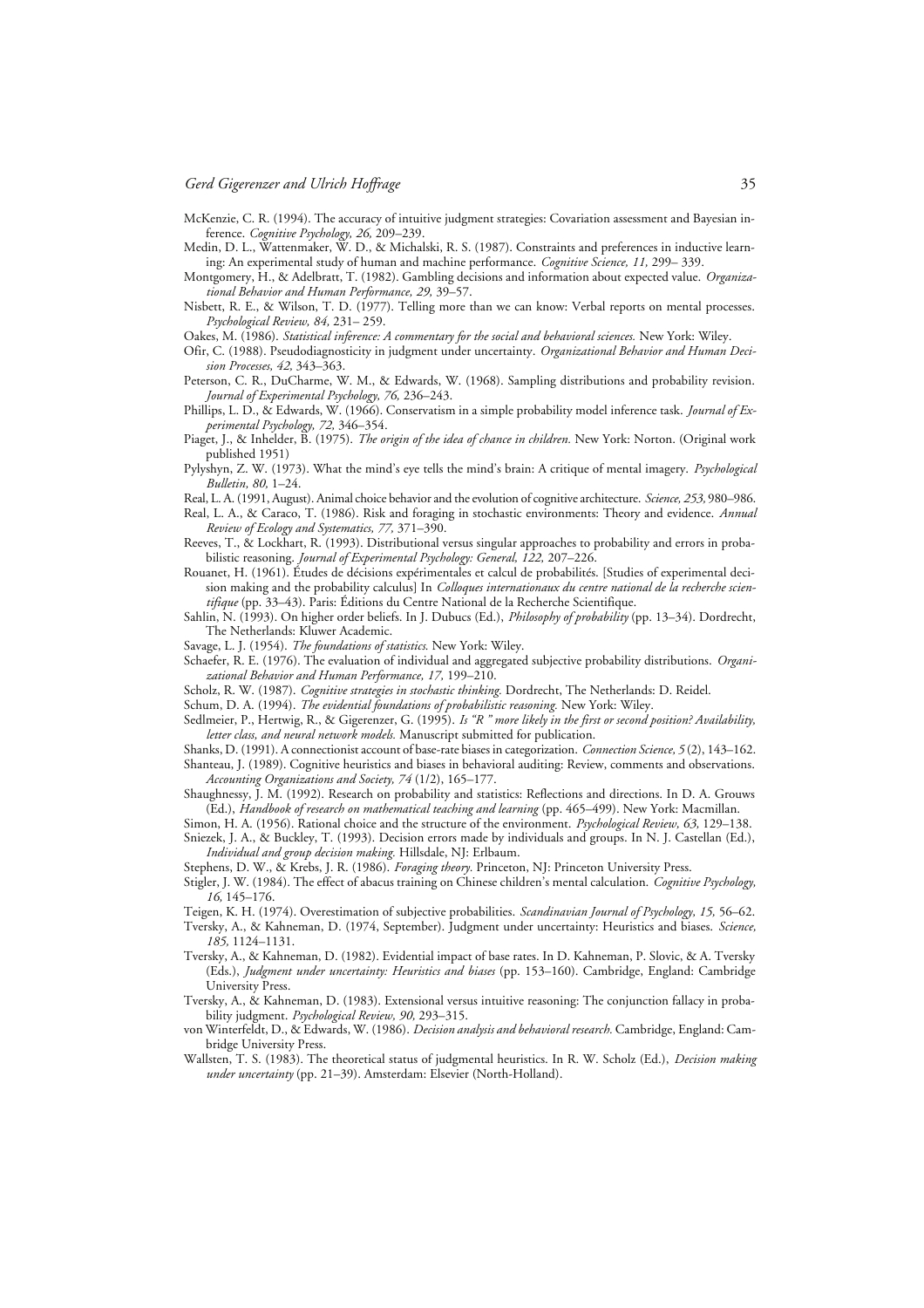McKenzie, C. R. (1994). The accuracy of intuitive judgment strategies: Covariation assessment and Bayesian inference. *Cognitive Psychology, 26,* 209–239.

Medin, D. L., Wattenmaker, W. D., & Michalski, R. S. (1987). Constraints and preferences in inductive learning: An experimental study of human and machine performance. *Cognitive Science, 11,* 299– 339.

Montgomery, H., & Adelbratt, T. (1982). Gambling decisions and information about expected value. *Organizational Behavior and Human Performance, 29,* 39–57.

Nisbett, R. E., & Wilson, T. D. (1977). Telling more than we can know: Verbal reports on mental processes. *Psychological Review, 84,* 231– 259.

Oakes, M. (1986). *Statistical inference: A commentary for the social and behavioral sciences.* New York: Wiley.

Ofir, C. (1988). Pseudodiagnosticity in judgment under uncertainty. *Organizational Behavior and Human Decision Processes, 42,* 343–363.

Peterson, C. R., DuCharme, W. M., & Edwards, W. (1968). Sampling distributions and probability revision. *Journal of Experimental Psychology, 76,* 236–243.

Phillips, L. D., & Edwards, W. (1966). Conservatism in a simple probability model inference task. *Journal of Experimental Psychology, 72,* 346–354.

Piaget, J., & Inhelder, B. (1975). *The origin of the idea of chance in children.* New York: Norton. (Original work published 1951)

Pylyshyn, Z. W. (1973). What the mind's eye tells the mind's brain: A critique of mental imagery. *Psychological Bulletin, 80,* 1–24.

Real, L. A. (1991, August). Animal choice behavior and the evolution of cognitive architecture. *Science, 253,* 980–986.

Real, L. A., & Caraco, T. (1986). Risk and foraging in stochastic environments: Theory and evidence. *Annual Review of Ecology and Systematics, 77,* 371–390.

Reeves, T., & Lockhart, R. (1993). Distributional versus singular approaches to probability and errors in probabilistic reasoning. *Journal of Experimental Psychology: General, 122,* 207–226.

Rouanet, H. (1961). Études de décisions expérimentales et calcul de probabilités. [Studies of experimental decision making and the probability calculus] In *Colloques internationaux du centre national de la recherche scientifique* (pp. 33–43). Paris: Éditions du Centre National de la Recherche Scientifique.

Sahlin, N. (1993). On higher order beliefs. In J. Dubucs (Ed.), *Philosophy of probability* (pp. 13–34). Dordrecht, The Netherlands: Kluwer Academic.

Savage, L. J. (1954). *The foundations of statistics.* New York: Wiley.

Schaefer, R. E. (1976). The evaluation of individual and aggregated subjective probability distributions. *Organizational Behavior and Human Performance, 17,* 199–210.

Scholz, R. W. (1987). *Cognitive strategies in stochastic thinking.* Dordrecht, The Netherlands: D. Reidel.

Schum, D. A. (1994). *The evidential foundations of probabilistic reasoning.* New York: Wiley.

Sedlmeier, P., Hertwig, R., & Gigerenzer, G. (1995). *Is "R" more likely in the first or second position? Availability, letter class, and neural network models.* Manuscript submitted for publication.

Shanks, D. (1991). A connectionist account of base-rate biases in categorization. *Connection Science, 5* (2), 143–162.

Shanteau, J. (1989). Cognitive heuristics and biases in behavioral auditing: Review, comments and observations. *Accounting Organizations and Society, 74* (1/2), 165–177.

Shaughnessy, J. M. (1992). Research on probability and statistics: Reflections and directions. In D. A. Grouws (Ed.), *Handbook of research on mathematical teaching and learning* (pp. 465–499). New York: Macmillan.

Simon, H. A. (1956). Rational choice and the structure of the environment. *Psychological Review, 63,* 129–138.

Sniezek, J. A., & Buckley, T. (1993). Decision errors made by individuals and groups. In N. J. Castellan (Ed.), *Individual and group decision making.* Hillsdale, NJ: Erlbaum.

Stephens, D. W., & Krebs, J. R. (1986). *Foraging theory.* Princeton, NJ: Princeton University Press.

Stigler, J. W. (1984). The effect of abacus training on Chinese children's mental calculation. *Cognitive Psychology, 16,* 145–176.

Teigen, K. H. (1974). Overestimation of subjective probabilities. *Scandinavian Journal of Psychology, 15,* 56–62.

Tversky, A., & Kahneman, D. (1974, September). Judgment under uncertainty: Heuristics and biases. *Science, 185,* 1124–1131.

Tversky, A., & Kahneman, D. (1982). Evidential impact of base rates. In D. Kahneman, P. Slovic, & A. Tversky (Eds.), *Judgment under uncertainty: Heuristics and biases* (pp. 153–160). Cambridge, England: Cambridge University Press.

Tversky, A., & Kahneman, D. (1983). Extensional versus intuitive reasoning: The conjunction fallacy in probability judgment. *Psychological Review, 90,* 293–315.

von Winterfeldt, D., & Edwards, W. (1986). *Decision analysis and behavioral research.* Cambridge, England: Cambridge University Press.

Wallsten, T. S. (1983). The theoretical status of judgmental heuristics. In R. W. Scholz (Ed.), *Decision making under uncertainty* (pp. 21–39). Amsterdam: Elsevier (North-Holland).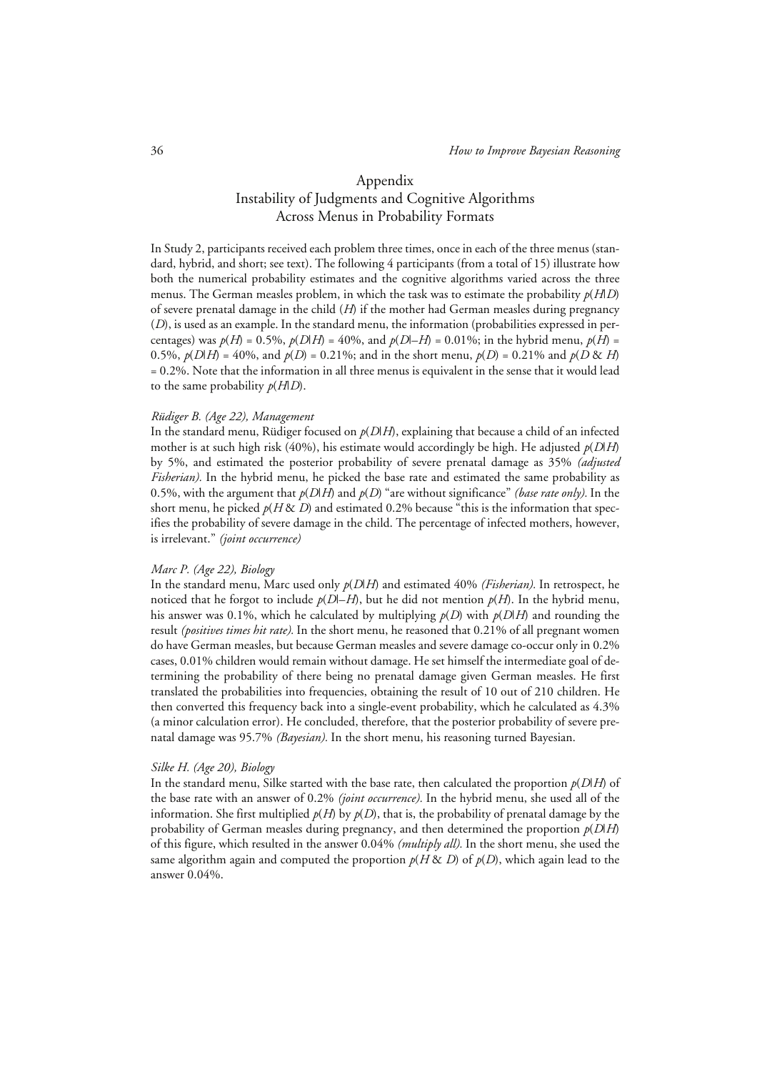# Appendix

## Instability of Judgments and Cognitive Algorithms Across Menus in Probability Formats

In Study 2, participants received each problem three times, once in each of the three menus (standard, hybrid, and short; see text). The following 4 participants (from a total of 15) illustrate how both the numerical probability estimates and the cognitive algorithms varied across the three menus. The German measles problem, in which the task was to estimate the probability $p(H|D)$ of severe prenatal damage in the child ($H$) if the mother had German measles during pregnancy ($D$), is used as an example. In the standard menu, the information (probabilities expressed in percentages) was $p(H) = 0.5\%$, $p(D|H) = 40\%$, and $p(D|-H) = 0.01\%$; in the hybrid menu, $p(H) = 0.5\%$, $p(D|H) = 40\%$, and $p(D) = 0.21\%$; and in the short menu, $p(D) = 0.21\%$ and $p(D \,\&\, H) = 0.2\%$. Note that the information in all three menus is equivalent in the sense that it would lead to the same probability $p(H|D)$.

### *Rüdiger B. (Age 22), Management*

In the standard menu, Rüdiger focused on $p(D|H)$, explaining that because a child of an infected mother is at such high risk (40%), his estimate would accordingly be high. He adjusted $p(D|H)$ by 5%, and estimated the posterior probability of severe prenatal damage as 35% *(adjusted Fisherian)*. In the hybrid menu, he picked the base rate and estimated the same probability as 0.5%, with the argument that $p(D|H)$ and $p(D)$ "are without significance" *(base rate only)*. In the short menu, he picked $p(H \,\&\, D)$ and estimated 0.2% because "this is the information that specifies the probability of severe damage in the child. The percentage of infected mothers, however, is irrelevant." *(joint occurrence)*

### *Marc P. (Age 22), Biology*

In the standard menu, Marc used only $p(D|H)$ and estimated 40% *(Fisherian)*. In retrospect, he noticed that he forgot to include $p(D|-H)$, but he did not mention $p(H)$. In the hybrid menu, his answer was 0.1%, which he calculated by multiplying $p(D)$ with $p(D|H)$ and rounding the result *(positives times hit rate)*. In the short menu, he reasoned that 0.21% of all pregnant women do have German measles, but because German measles and severe damage co-occur only in 0.2% cases, 0.01% children would remain without damage. He set himself the intermediate goal of determining the probability of there being no prenatal damage given German measles. He first translated the probabilities into frequencies, obtaining the result of 10 out of 210 children. He then converted this frequency back into a single-event probability, which he calculated as 4.3% (a minor calculation error). He concluded, therefore, that the posterior probability of severe prenatal damage was 95.7% *(Bayesian)*. In the short menu, his reasoning turned Bayesian.

### *Silke H. (Age 20), Biology*

In the standard menu, Silke started with the base rate, then calculated the proportion $p(D|H)$ of the base rate with an answer of 0.2% *(joint occurrence)*. In the hybrid menu, she used all of the information. She first multiplied $p(H)$ by $p(D)$, that is, the probability of prenatal damage by the probability of German measles during pregnancy, and then determined the proportion $p(D|H)$ of this figure, which resulted in the answer 0.04% *(multiply all)*. In the short menu, she used the same algorithm again and computed the proportion $p(H \,\&\, D)$ of $p(D)$, which again lead to the answer 0.04%.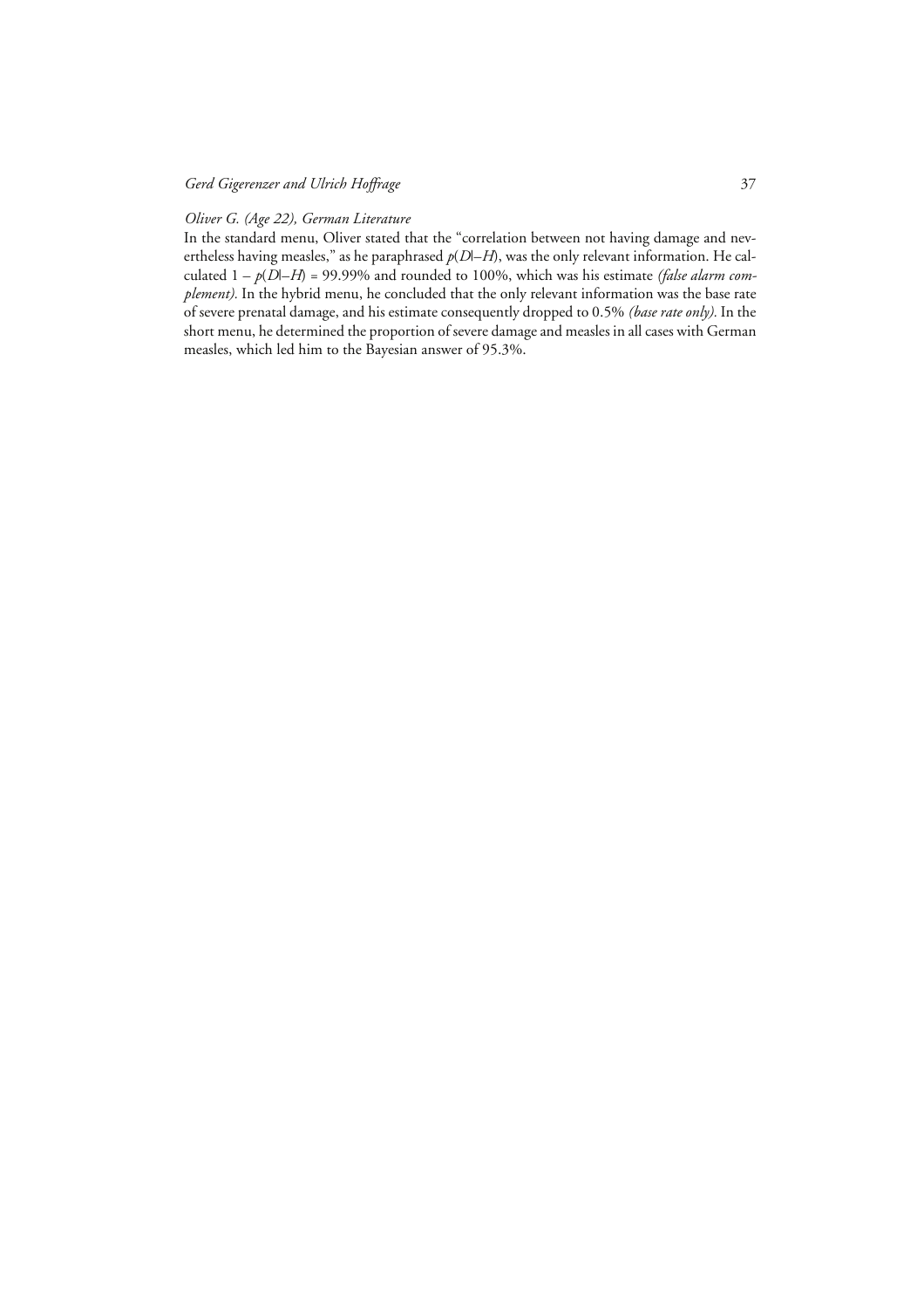*Oliver G. (Age 22), German Literature*

In the standard menu, Oliver stated that the "correlation between not having damage and nevertheless having measles," as he paraphrased $p(D|–H)$, was the only relevant information. He calculated $1 – p(D|–H) = 99.99\%$ and rounded to 100%, which was his estimate *(false alarm complement)*. In the hybrid menu, he concluded that the only relevant information was the base rate of severe prenatal damage, and his estimate consequently dropped to 0.5% *(base rate only)*. In the short menu, he determined the proportion of severe damage and measles in all cases with German measles, which led him to the Bayesian answer of 95.3%.